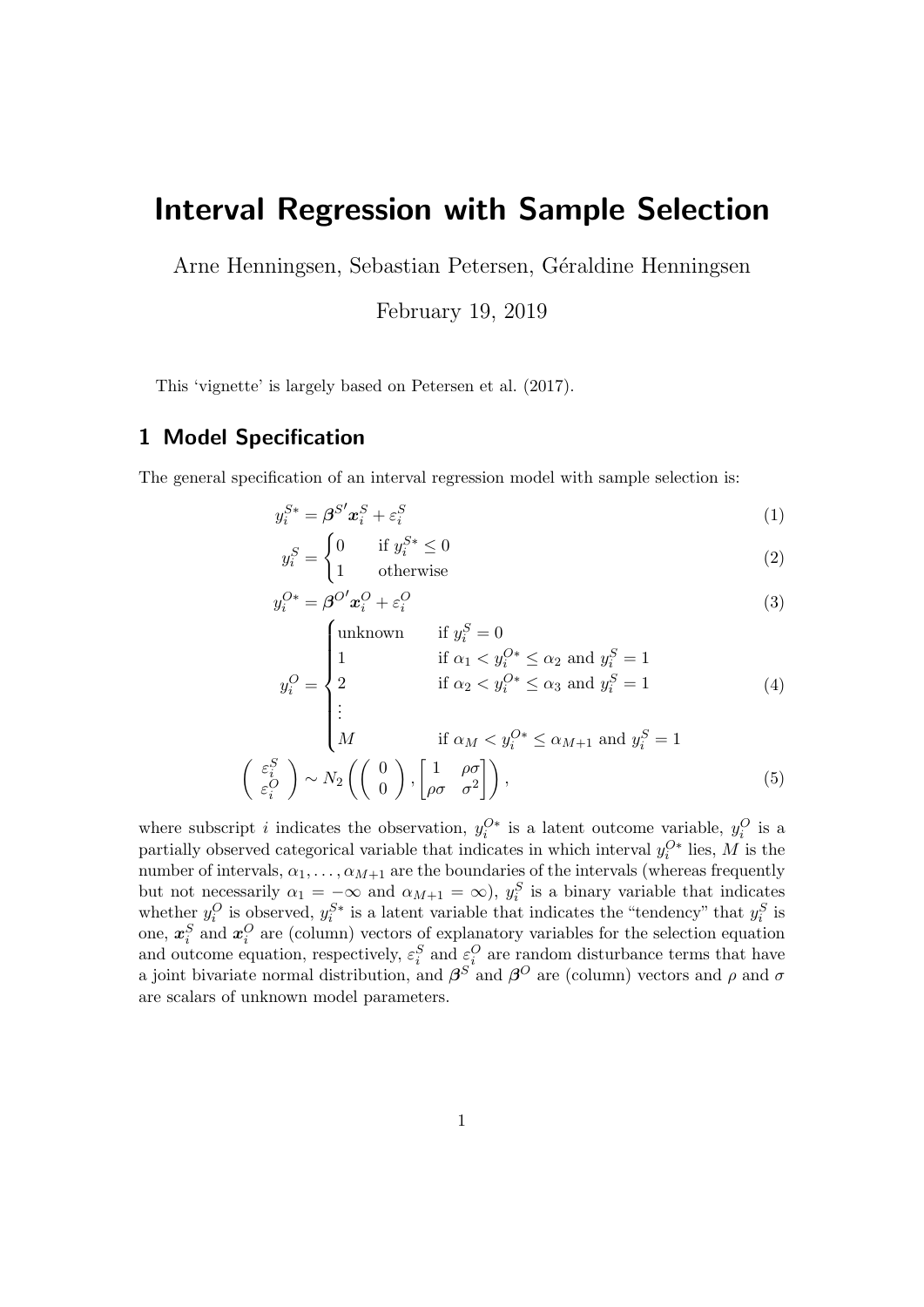# Interval Regression with Sample Selection

Arne Henningsen, Sebastian Petersen, Géraldine Henningsen

February 19, 2019

This 'vignette' is largely based on Petersen et al. (2017).

## 1 Model Specification

The general specification of an interval regression model with sample selection is:

$$y_i^{S*} = \boldsymbol{\beta}^{S\prime} \boldsymbol{x}_i^S + \varepsilon_i^S \tag{1}$$

$$y_i^S = \begin{cases} 0 & \text{if } y_i^{S*} \leq 0 \\ 1 & \text{otherwise} \end{cases} \tag{2}$$

$$y_i^{O*} = \boldsymbol{\beta}^{O\prime} \boldsymbol{x}_i^O + \varepsilon_i^O \tag{3}$$

$$y_i^O = \begin{cases} \text{unknown} & \text{if } y_i^S = 0 \\ 1 & \text{if } \alpha_1 < y_i^{O*} \leq \alpha_2 \text{ and } y_i^S = 1 \\ 2 & \text{if } \alpha_2 < y_i^{O*} \leq \alpha_3 \text{ and } y_i^S = 1 \\ \vdots & \\ M & \text{if } \alpha_M < y_i^{O*} \leq \alpha_{M+1} \text{ and } y_i^S = 1 \end{cases} \tag{4}$$

$$\begin{pmatrix} \varepsilon_i^S \\ \varepsilon_i^O \end{pmatrix} \sim N_2 \left( \begin{pmatrix} 0 \\ 0 \end{pmatrix}, \begin{bmatrix} 1 & \rho\sigma \\ \rho\sigma & \sigma^2 \end{bmatrix} \right), \tag{5}$$

where subscript $i$ indicates the observation, $y_i^{O*}$ is a latent outcome variable, $y_i^O$ is a partially observed categorical variable that indicates in which interval $y_i^{O*}$ lies, $M$ is the number of intervals, $\alpha_1, \ldots, \alpha_{M+1}$ are the boundaries of the intervals (whereas frequently but not necessarily $\alpha_1 = -\infty$ and $\alpha_{M+1} = \infty$), $y_i^S$ is a binary variable that indicates whether $y_i^O$ is observed, $y_i^{S*}$ is a latent variable that indicates the "tendency" that $y_i^S$ is one, $\boldsymbol{x}_i^S$ and $\boldsymbol{x}_i^O$ are (column) vectors of explanatory variables for the selection equation and outcome equation, respectively, $\varepsilon_i^S$ and $\varepsilon_i^O$ are random disturbance terms that have a joint bivariate normal distribution, and $\boldsymbol{\beta}^S$ and $\boldsymbol{\beta}^O$ are (column) vectors and $\rho$ and $\sigma$ are scalars of unknown model parameters.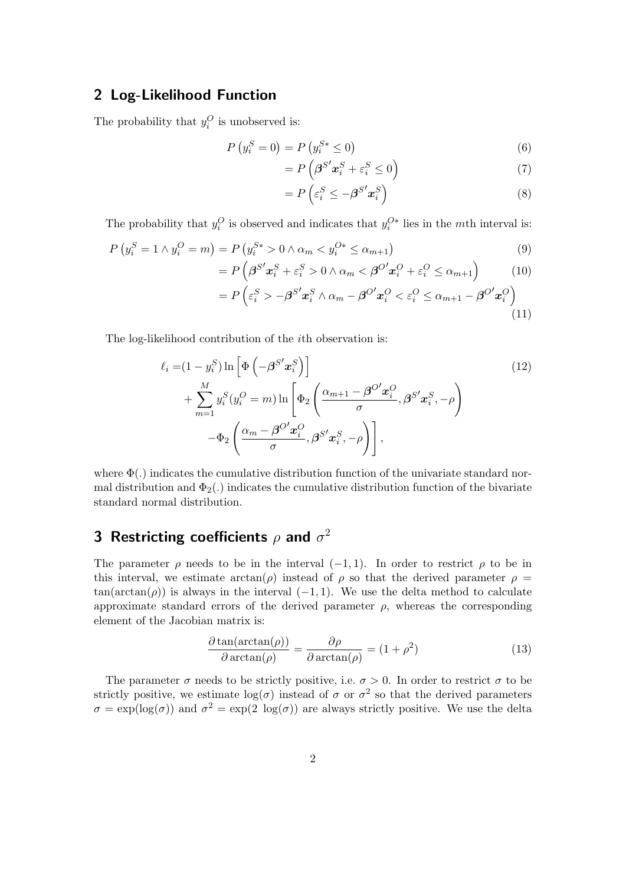## 2 Log-Likelihood Function

The probability that $y_i^O$ is unobserved is:

$$P\left(y_i^S = 0\right) = P\left(y_i^{S*} \leq 0\right) \tag{6}$$

$$= P\left(\boldsymbol{\beta}^{S\prime}\boldsymbol{x}_i^S + \varepsilon_i^S \leq 0\right) \tag{7}$$

$$= P\left(\varepsilon_i^S \leq -\boldsymbol{\beta}^{S\prime}\boldsymbol{x}_i^S\right) \tag{8}$$

The probability that $y_i^O$ is observed and indicates that $y_i^{O*}$ lies in the $m$th interval is:

$$P\left(y_i^S = 1 \wedge y_i^O = m\right) = P\left(y_i^{S*} > 0 \wedge \alpha_m < y_i^{O*} \leq \alpha_{m+1}\right) \tag{9}$$

$$= P\left(\boldsymbol{\beta}^{S\prime}\boldsymbol{x}_i^S + \varepsilon_i^S > 0 \wedge \alpha_m < \boldsymbol{\beta}^{O\prime}\boldsymbol{x}_i^O + \varepsilon_i^O \leq \alpha_{m+1}\right) \tag{10}$$

$$= P\left(\varepsilon_i^S > -\boldsymbol{\beta}^{S\prime}\boldsymbol{x}_i^S \wedge \alpha_m - \boldsymbol{\beta}^{O\prime}\boldsymbol{x}_i^O < \varepsilon_i^O \leq \alpha_{m+1} - \boldsymbol{\beta}^{O\prime}\boldsymbol{x}_i^O\right) \tag{11}$$

The log-likelihood contribution of the $i$th observation is:

$$\begin{aligned}\ell_i =& (1 - y_i^S) \ln\left[\Phi\left(-\boldsymbol{\beta}^{S\prime}\boldsymbol{x}_i^S\right)\right] \\ &+ \sum_{m=1}^{M} y_i^S (y_i^O = m) \ln\left[\Phi_2\left(\frac{\alpha_{m+1} - \boldsymbol{\beta}^{O\prime}\boldsymbol{x}_i^O}{\sigma}, \boldsymbol{\beta}^{S\prime}\boldsymbol{x}_i^S, -\rho\right)\right. \\ &\left. - \Phi_2\left(\frac{\alpha_m - \boldsymbol{\beta}^{O\prime}\boldsymbol{x}_i^O}{\sigma}, \boldsymbol{\beta}^{S\prime}\boldsymbol{x}_i^S, -\rho\right)\right],\end{aligned} \tag{12}$$

where $\Phi(.)$ indicates the cumulative distribution function of the univariate standard normal distribution and $\Phi_2(.)$ indicates the cumulative distribution function of the bivariate standard normal distribution.

## 3 Restricting coefficients $\rho$ and $\sigma^2$

The parameter $\rho$ needs to be in the interval $(-1, 1)$. In order to restrict $\rho$ to be in this interval, we estimate $\arctan(\rho)$ instead of $\rho$ so that the derived parameter $\rho = \tan(\arctan(\rho))$ is always in the interval $(-1, 1)$. We use the delta method to calculate approximate standard errors of the derived parameter $\rho$, whereas the corresponding element of the Jacobian matrix is:

$$\frac{\partial \tan(\arctan(\rho))}{\partial \arctan(\rho)} = \frac{\partial \rho}{\partial \arctan(\rho)} = (1 + \rho^2) \tag{13}$$

The parameter $\sigma$ needs to be strictly positive, i.e. $\sigma > 0$. In order to restrict $\sigma$ to be strictly positive, we estimate $\log(\sigma)$ instead of $\sigma$ or $\sigma^2$ so that the derived parameters $\sigma = \exp(\log(\sigma))$ and $\sigma^2 = \exp(2\ \log(\sigma))$ are always strictly positive. We use the delta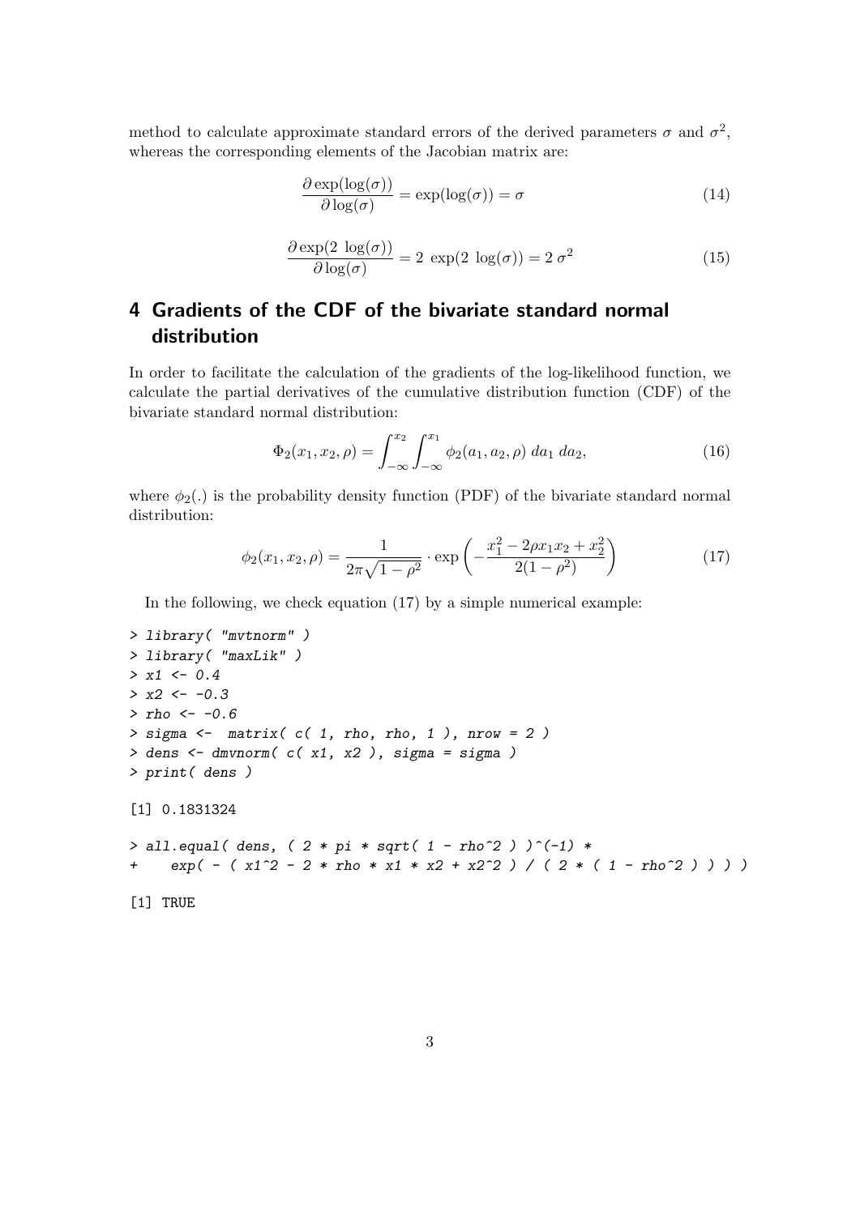method to calculate approximate standard errors of the derived parameters $\sigma$ and $\sigma^2$, whereas the corresponding elements of the Jacobian matrix are:

$$\frac{\partial \exp(\log(\sigma))}{\partial \log(\sigma)} = \exp(\log(\sigma)) = \sigma \tag{14}$$

$$\frac{\partial \exp(2 \ \log(\sigma))}{\partial \log(\sigma)} = 2 \ \exp(2 \ \log(\sigma)) = 2 \ \sigma^2 \tag{15}$$

# 4 Gradients of the CDF of the bivariate standard normal distribution

In order to facilitate the calculation of the gradients of the log-likelihood function, we calculate the partial derivatives of the cumulative distribution function (CDF) of the bivariate standard normal distribution:

$$\Phi_2(x_1, x_2, \rho) = \int_{-\infty}^{x_2} \int_{-\infty}^{x_1} \phi_2(a_1, a_2, \rho) \ da_1 \ da_2, \tag{16}$$

where $\phi_2(.)$ is the probability density function (PDF) of the bivariate standard normal distribution:

$$\phi_2(x_1, x_2, \rho) = \frac{1}{2\pi\sqrt{1-\rho^2}} \cdot \exp\left(-\frac{x_1^2 - 2\rho x_1 x_2 + x_2^2}{2(1-\rho^2)}\right) \tag{17}$$

In the following, we check equation (17) by a simple numerical example:

```
> library( "mvtnorm" )
> library( "maxLik" )
> x1 <- 0.4
> x2 <- -0.3
> rho <- -0.6
> sigma <-  matrix( c( 1, rho, rho, 1 ), nrow = 2 )
> dens <- dmvnorm( c( x1, x2 ), sigma = sigma )
> print( dens )

[1] 0.1831324

> all.equal( dens, ( 2 * pi * sqrt( 1 - rho^2 ) )^(-1) *
+    exp( - ( x1^2 - 2 * rho * x1 * x2 + x2^2 ) / ( 2 * ( 1 - rho^2 ) ) ) )

[1] TRUE
```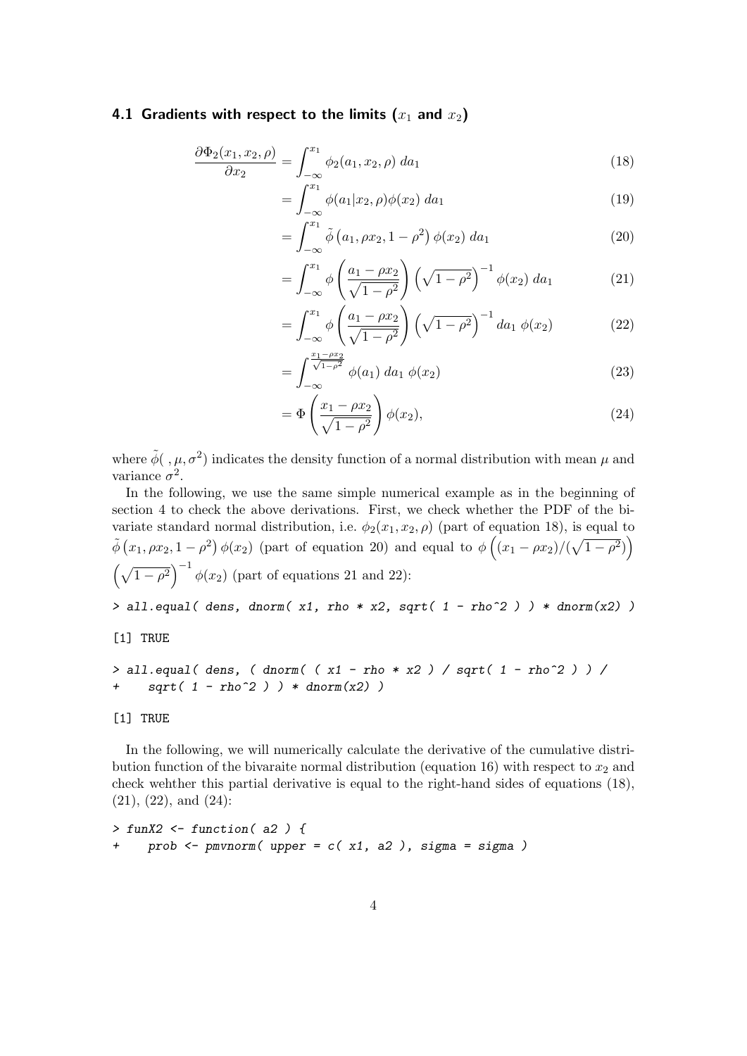### 4.1 Gradients with respect to the limits ($x_1$ and $x_2$)

$$\frac{\partial \Phi_2(x_1, x_2, \rho)}{\partial x_2} = \int_{-\infty}^{x_1} \phi_2(a_1, x_2, \rho) \; da_1 \tag{18}$$

$$= \int_{-\infty}^{x_1} \phi(a_1 | x_2, \rho) \phi(x_2) \; da_1 \tag{19}$$

$$= \int_{-\infty}^{x_1} \tilde{\phi}\left(a_1, \rho x_2, 1 - \rho^2\right) \phi(x_2) \; da_1 \tag{20}$$

$$= \int_{-\infty}^{x_1} \phi\left(\frac{a_1 - \rho x_2}{\sqrt{1 - \rho^2}}\right) \left(\sqrt{1 - \rho^2}\right)^{-1} \phi(x_2) \; da_1 \tag{21}$$

$$= \int_{-\infty}^{x_1} \phi\left(\frac{a_1 - \rho x_2}{\sqrt{1 - \rho^2}}\right) \left(\sqrt{1 - \rho^2}\right)^{-1} da_1 \; \phi(x_2) \tag{22}$$

$$= \int_{-\infty}^{\frac{x_1 - \rho x_2}{\sqrt{1 - \rho^2}}} \phi(a_1) \; da_1 \; \phi(x_2) \tag{23}$$

$$= \Phi\left(\frac{x_1 - \rho x_2}{\sqrt{1 - \rho^2}}\right) \phi(x_2), \tag{24}$$

where $\tilde{\phi}( \; , \mu, \sigma^2)$ indicates the density function of a normal distribution with mean $\mu$ and variance $\sigma^2$.

In the following, we use the same simple numerical example as in the beginning of section 4 to check the above derivations. First, we check whether the PDF of the bivariate standard normal distribution, i.e. $\phi_2(x_1, x_2, \rho)$ (part of equation 18), is equal to $\tilde{\phi}\left(x_1, \rho x_2, 1 - \rho^2\right) \phi(x_2)$ (part of equation 20) and equal to $\phi\left((x_1 - \rho x_2)/(\sqrt{1 - \rho^2})\right) \left(\sqrt{1 - \rho^2}\right)^{-1} \phi(x_2)$ (part of equations 21 and 22):

```
> all.equal( dens, dnorm( x1, rho * x2, sqrt( 1 - rho^2 ) ) * dnorm(x2) )

[1] TRUE

> all.equal( dens, ( dnorm( ( x1 - rho * x2 ) / sqrt( 1 - rho^2 ) ) /
+     sqrt( 1 - rho^2 ) ) * dnorm(x2) )

[1] TRUE
```

In the following, we will numerically calculate the derivative of the cumulative distribution function of the bivaraite normal distribution (equation 16) with respect to $x_2$ and check wehther this partial derivative is equal to the right-hand sides of equations (18), (21), (22), and (24):

```
> funX2 <- function( a2 ) {
+     prob <- pmvnorm( upper = c( x1, a2 ), sigma = sigma )
```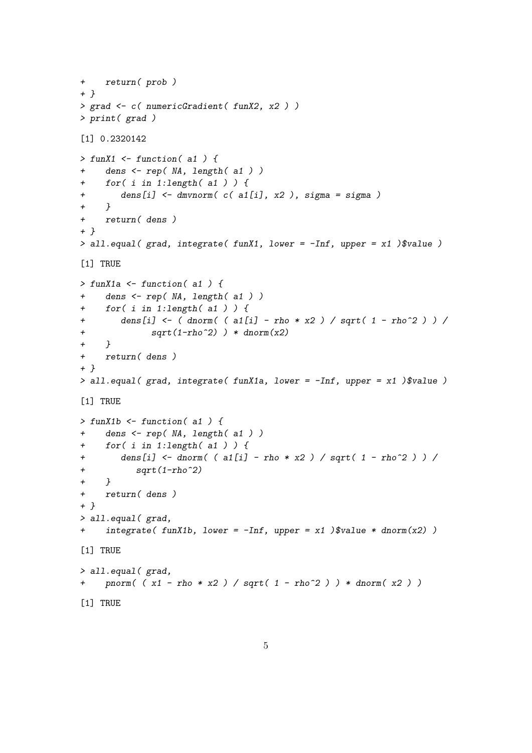```
+    return( prob )
+ }
> grad <- c( numericGradient( funX2, x2 ) )
> print( grad )

[1] 0.2320142

> funX1 <- function( a1 ) {
+    dens <- rep( NA, length( a1 ) )
+    for( i in 1:length( a1 ) ) {
+       dens[i] <- dmvnorm( c( a1[i], x2 ), sigma = sigma )
+    }
+    return( dens )
+ }
> all.equal( grad, integrate( funX1, lower = -Inf, upper = x1 )$value )

[1] TRUE

> funX1a <- function( a1 ) {
+    dens <- rep( NA, length( a1 ) )
+    for( i in 1:length( a1 ) ) {
+       dens[i] <- ( dnorm( ( a1[i] - rho * x2 ) / sqrt( 1 - rho^2 ) ) /
+             sqrt(1-rho^2) ) * dnorm(x2)
+    }
+    return( dens )
+ }
> all.equal( grad, integrate( funX1a, lower = -Inf, upper = x1 )$value )

[1] TRUE

> funX1b <- function( a1 ) {
+    dens <- rep( NA, length( a1 ) )
+    for( i in 1:length( a1 ) ) {
+       dens[i] <- dnorm( ( a1[i] - rho * x2 ) / sqrt( 1 - rho^2 ) ) /
+          sqrt(1-rho^2)
+    }
+    return( dens )
+ }
> all.equal( grad,
+    integrate( funX1b, lower = -Inf, upper = x1 )$value * dnorm(x2) )

[1] TRUE

> all.equal( grad,
+    pnorm( ( x1 - rho * x2 ) / sqrt( 1 - rho^2 ) ) * dnorm( x2 ) )

[1] TRUE
```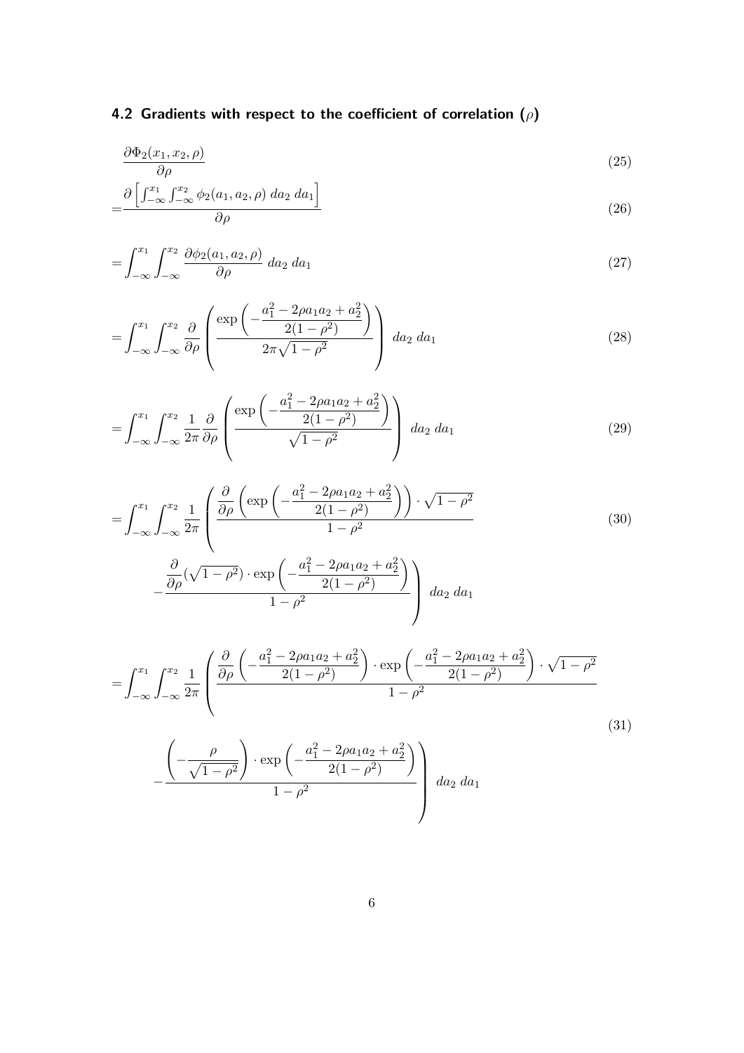### 4.2 Gradients with respect to the coefficient of correlation ($\rho$)

$$\frac{\partial \Phi_2(x_1, x_2, \rho)}{\partial \rho} \tag{25}$$

$$= \frac{\partial \left[ \int_{-\infty}^{x_1} \int_{-\infty}^{x_2} \phi_2(a_1, a_2, \rho) \; da_2 \; da_1 \right]}{\partial \rho} \tag{26}$$

$$= \int_{-\infty}^{x_1} \int_{-\infty}^{x_2} \frac{\partial \phi_2(a_1, a_2, \rho)}{\partial \rho} \; da_2 \; da_1 \tag{27}$$

$$= \int_{-\infty}^{x_1} \int_{-\infty}^{x_2} \frac{\partial}{\partial \rho} \left( \frac{\exp\left( -\frac{a_1^2 - 2\rho a_1 a_2 + a_2^2}{2(1-\rho^2)} \right)}{2\pi\sqrt{1-\rho^2}} \right) \; da_2 \; da_1 \tag{28}$$

$$= \int_{-\infty}^{x_1} \int_{-\infty}^{x_2} \frac{1}{2\pi} \frac{\partial}{\partial \rho} \left( \frac{\exp\left( -\frac{a_1^2 - 2\rho a_1 a_2 + a_2^2}{2(1-\rho^2)} \right)}{\sqrt{1-\rho^2}} \right) \; da_2 \; da_1 \tag{29}$$

$$= \int_{-\infty}^{x_1} \int_{-\infty}^{x_2} \frac{1}{2\pi} \left( \frac{\frac{\partial}{\partial \rho} \left( \exp\left( -\frac{a_1^2 - 2\rho a_1 a_2 + a_2^2}{2(1-\rho^2)} \right) \right) \cdot \sqrt{1-\rho^2}}{1-\rho^2} - \frac{\frac{\partial}{\partial \rho}(\sqrt{1-\rho^2}) \cdot \exp\left( -\frac{a_1^2 - 2\rho a_1 a_2 + a_2^2}{2(1-\rho^2)} \right)}{1-\rho^2} \right) \; da_2 \; da_1 \tag{30}$$

$$= \int_{-\infty}^{x_1} \int_{-\infty}^{x_2} \frac{1}{2\pi} \left( \frac{\frac{\partial}{\partial \rho} \left( -\frac{a_1^2 - 2\rho a_1 a_2 + a_2^2}{2(1-\rho^2)} \right) \cdot \exp\left( -\frac{a_1^2 - 2\rho a_1 a_2 + a_2^2}{2(1-\rho^2)} \right) \cdot \sqrt{1-\rho^2}}{1-\rho^2} - \frac{\left( -\frac{\rho}{\sqrt{1-\rho^2}} \right) \cdot \exp\left( -\frac{a_1^2 - 2\rho a_1 a_2 + a_2^2}{2(1-\rho^2)} \right)}{1-\rho^2} \right) \; da_2 \; da_1 \tag{31}$$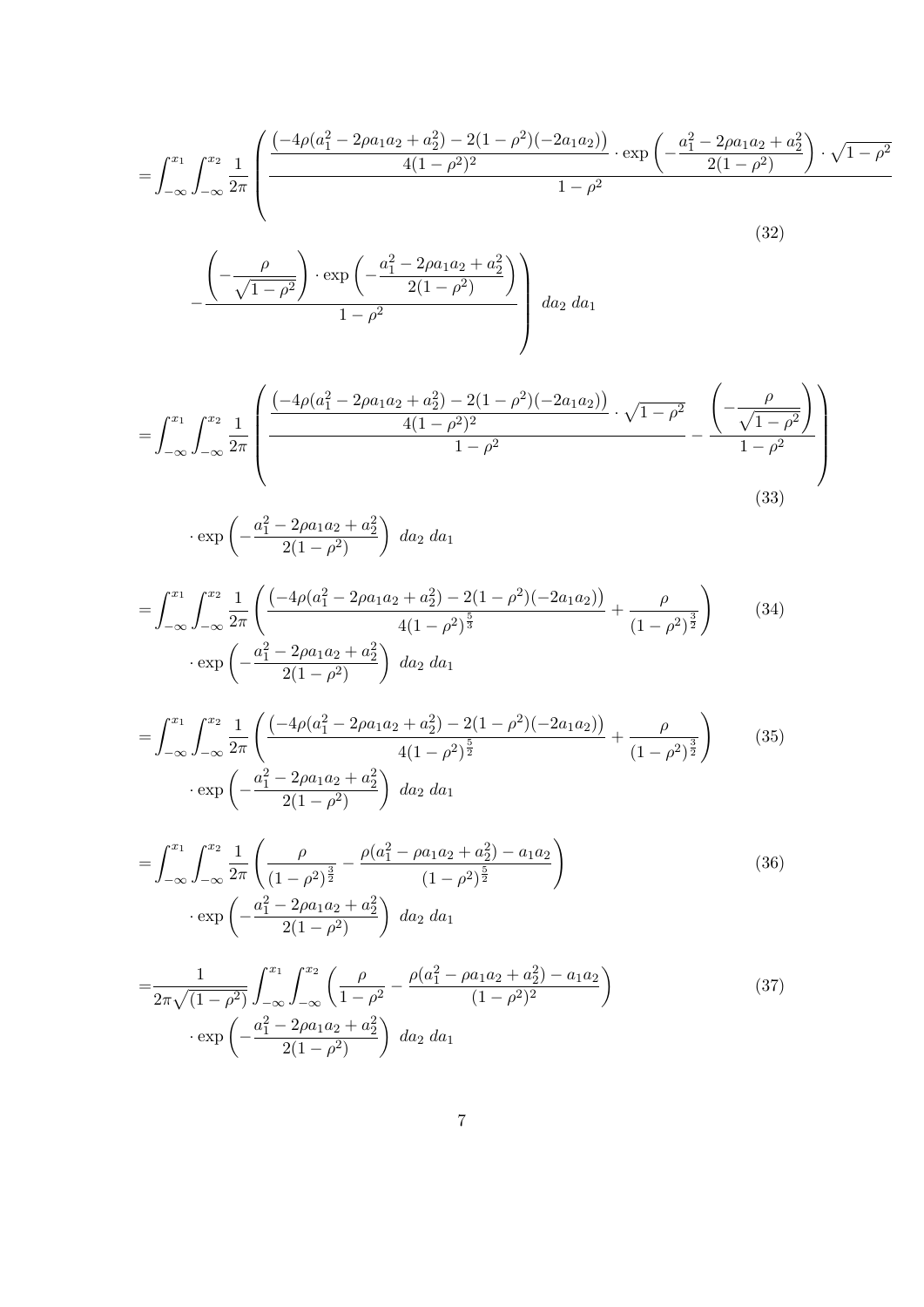$$
\begin{aligned}
= & \int_{-\infty}^{x_1} \int_{-\infty}^{x_2} \frac{1}{2\pi} \left( \frac{\frac{\left(-4\rho(a_1^2 - 2\rho a_1 a_2 + a_2^2) - 2(1-\rho^2)(-2a_1 a_2)\right)}{4(1-\rho^2)^2} \cdot \exp\left(-\frac{a_1^2 - 2\rho a_1 a_2 + a_2^2}{2(1-\rho^2)}\right) \cdot \sqrt{1-\rho^2}}{1-\rho^2} \right. \\
& \left. - \frac{\left(-\frac{\rho}{\sqrt{1-\rho^2}}\right) \cdot \exp\left(-\frac{a_1^2 - 2\rho a_1 a_2 + a_2^2}{2(1-\rho^2)}\right)}{1-\rho^2} \right) \, da_2 \, da_1
\end{aligned} \tag{32}
$$

$$
\begin{aligned}
= & \int_{-\infty}^{x_1} \int_{-\infty}^{x_2} \frac{1}{2\pi} \left( \frac{\frac{\left(-4\rho(a_1^2 - 2\rho a_1 a_2 + a_2^2) - 2(1-\rho^2)(-2a_1 a_2)\right)}{4(1-\rho^2)^2} \cdot \sqrt{1-\rho^2}}{1-\rho^2} - \frac{\left(-\frac{\rho}{\sqrt{1-\rho^2}}\right)}{1-\rho^2} \right) \\
& \cdot \exp\left(-\frac{a_1^2 - 2\rho a_1 a_2 + a_2^2}{2(1-\rho^2)}\right) \, da_2 \, da_1
\end{aligned} \tag{33}
$$

$$
\begin{aligned}
= & \int_{-\infty}^{x_1} \int_{-\infty}^{x_2} \frac{1}{2\pi} \left( \frac{\left(-4\rho(a_1^2 - 2\rho a_1 a_2 + a_2^2) - 2(1-\rho^2)(-2a_1 a_2)\right)}{4(1-\rho^2)^{\frac{5}{3}}} + \frac{\rho}{(1-\rho^2)^{\frac{3}{2}}} \right) \\
& \cdot \exp\left(-\frac{a_1^2 - 2\rho a_1 a_2 + a_2^2}{2(1-\rho^2)}\right) \, da_2 \, da_1
\end{aligned} \tag{34}
$$

$$
\begin{aligned}
= & \int_{-\infty}^{x_1} \int_{-\infty}^{x_2} \frac{1}{2\pi} \left( \frac{\left(-4\rho(a_1^2 - 2\rho a_1 a_2 + a_2^2) - 2(1-\rho^2)(-2a_1 a_2)\right)}{4(1-\rho^2)^{\frac{5}{2}}} + \frac{\rho}{(1-\rho^2)^{\frac{3}{2}}} \right) \\
& \cdot \exp\left(-\frac{a_1^2 - 2\rho a_1 a_2 + a_2^2}{2(1-\rho^2)}\right) \, da_2 \, da_1
\end{aligned} \tag{35}
$$

$$
\begin{aligned}
= & \int_{-\infty}^{x_1} \int_{-\infty}^{x_2} \frac{1}{2\pi} \left( \frac{\rho}{(1-\rho^2)^{\frac{3}{2}}} - \frac{\rho(a_1^2 - \rho a_1 a_2 + a_2^2) - a_1 a_2}{(1-\rho^2)^{\frac{5}{2}}} \right) \\
& \cdot \exp\left(-\frac{a_1^2 - 2\rho a_1 a_2 + a_2^2}{2(1-\rho^2)}\right) \, da_2 \, da_1
\end{aligned} \tag{36}
$$

$$
\begin{aligned}
= & \frac{1}{2\pi\sqrt{(1-\rho^2)}} \int_{-\infty}^{x_1} \int_{-\infty}^{x_2} \left( \frac{\rho}{1-\rho^2} - \frac{\rho(a_1^2 - \rho a_1 a_2 + a_2^2) - a_1 a_2}{(1-\rho^2)^2} \right) \\
& \cdot \exp\left(-\frac{a_1^2 - 2\rho a_1 a_2 + a_2^2}{2(1-\rho^2)}\right) \, da_2 \, da_1
\end{aligned} \tag{37}
$$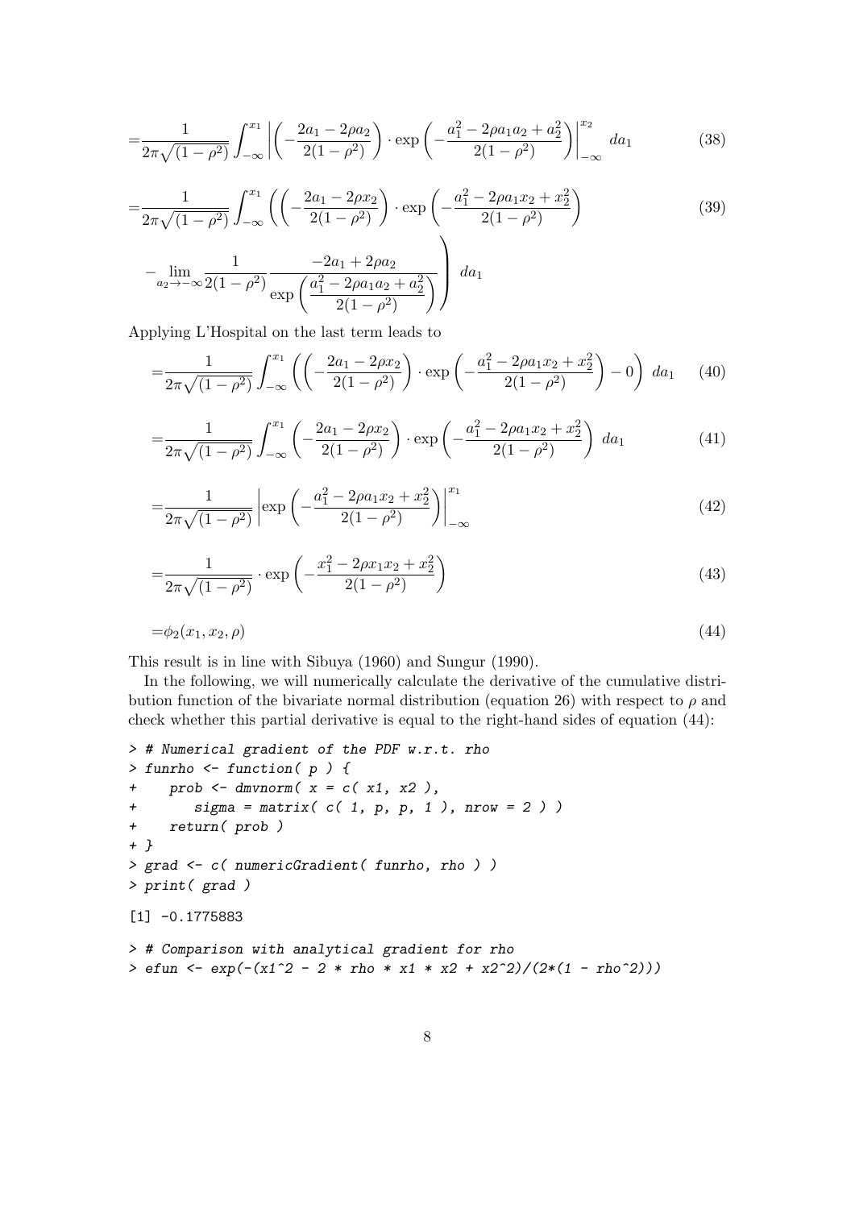$$=\frac{1}{2\pi\sqrt{(1-\rho^2)}}\int_{-\infty}^{x_1}\left|\left(-\frac{2a_1-2\rho a_2}{2(1-\rho^2)}\right)\cdot\exp\left(-\frac{a_1^2-2\rho a_1 a_2+a_2^2}{2(1-\rho^2)}\right)\right|_{-\infty}^{x_2}\,da_1 \tag{38}$$

$$\begin{aligned}=&\frac{1}{2\pi\sqrt{(1-\rho^2)}}\int_{-\infty}^{x_1}\left(\left(-\frac{2a_1-2\rho x_2}{2(1-\rho^2)}\right)\cdot\exp\left(-\frac{a_1^2-2\rho a_1 x_2+x_2^2}{2(1-\rho^2)}\right)\right.\\&\left.-\lim_{a_2\to-\infty}\frac{1}{2(1-\rho^2)}\frac{-2a_1+2\rho a_2}{\exp\left(\dfrac{a_1^2-2\rho a_1 a_2+a_2^2}{2(1-\rho^2)}\right)}\right)\,da_1\end{aligned} \tag{39}$$

Applying L'Hospital on the last term leads to

$$=\frac{1}{2\pi\sqrt{(1-\rho^2)}}\int_{-\infty}^{x_1}\left(\left(-\frac{2a_1-2\rho x_2}{2(1-\rho^2)}\right)\cdot\exp\left(-\frac{a_1^2-2\rho a_1 x_2+x_2^2}{2(1-\rho^2)}\right)-0\right)\,da_1 \tag{40}$$

$$=\frac{1}{2\pi\sqrt{(1-\rho^2)}}\int_{-\infty}^{x_1}\left(-\frac{2a_1-2\rho x_2}{2(1-\rho^2)}\right)\cdot\exp\left(-\frac{a_1^2-2\rho a_1 x_2+x_2^2}{2(1-\rho^2)}\right)\,da_1 \tag{41}$$

$$=\frac{1}{2\pi\sqrt{(1-\rho^2)}}\left|\exp\left(-\frac{a_1^2-2\rho a_1 x_2+x_2^2}{2(1-\rho^2)}\right)\right|_{-\infty}^{x_1} \tag{42}$$

$$=\frac{1}{2\pi\sqrt{(1-\rho^2)}}\cdot\exp\left(-\frac{x_1^2-2\rho x_1 x_2+x_2^2}{2(1-\rho^2)}\right) \tag{43}$$

$$=\phi_2(x_1,x_2,\rho) \tag{44}$$

This result is in line with Sibuya (1960) and Sungur (1990).

In the following, we will numerically calculate the derivative of the cumulative distribution function of the bivariate normal distribution (equation 26) with respect to $\rho$ and check whether this partial derivative is equal to the right-hand sides of equation (44):

```
> # Numerical gradient of the PDF w.r.t. rho
> funrho <- function( p ) {
+    prob <- dmvnorm( x = c( x1, x2 ),
+       sigma = matrix( c( 1, p, p, 1 ), nrow = 2 ) )
+    return( prob )
+ }
> grad <- c( numericGradient( funrho, rho ) )
> print( grad )

[1] -0.1775883

> # Comparison with analytical gradient for rho
> efun <- exp(-(x1^2 - 2 * rho * x1 * x2 + x2^2)/(2*(1 - rho^2)))
```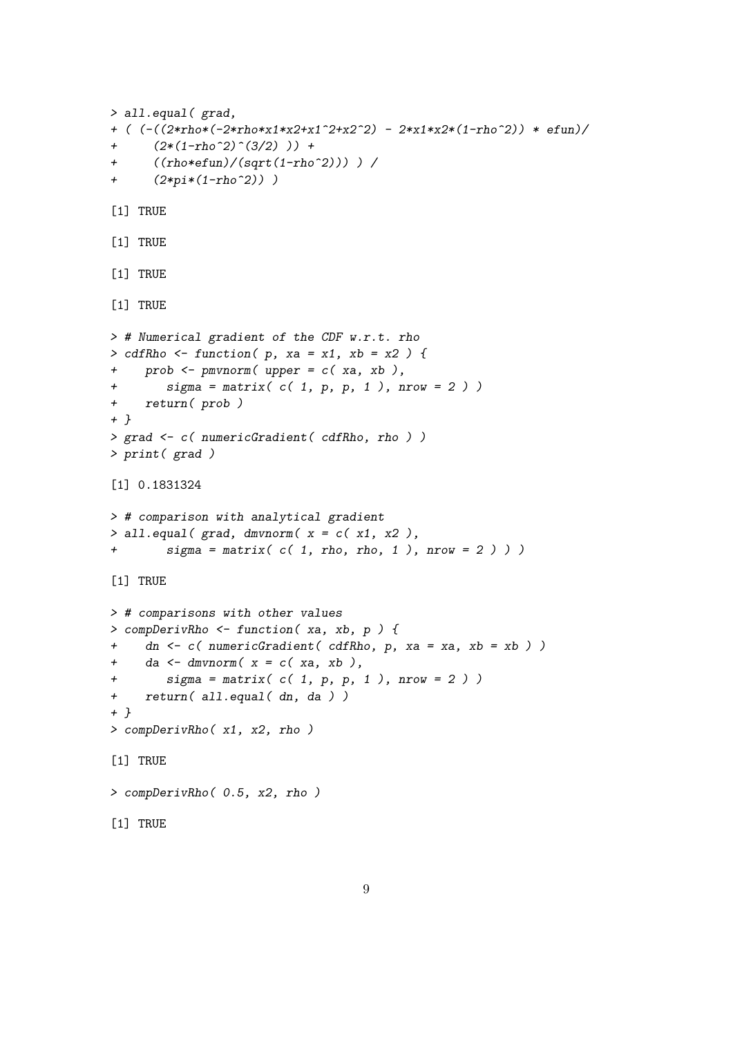```
> all.equal( grad,
+ ( (-((2*rho*(-2*rho*x1*x2+x1^2+x2^2) - 2*x1*x2*(1-rho^2)) * efun)/
+     (2*(1-rho^2)^(3/2) )) +
+     ((rho*efun)/(sqrt(1-rho^2))) ) /
+     (2*pi*(1-rho^2)) )

[1] TRUE

[1] TRUE

[1] TRUE

[1] TRUE

> # Numerical gradient of the CDF w.r.t. rho
> cdfRho <- function( p, xa = x1, xb = x2 ) {
+    prob <- pmvnorm( upper = c( xa, xb ),
+       sigma = matrix( c( 1, p, p, 1 ), nrow = 2 ) )
+    return( prob )
+ }
> grad <- c( numericGradient( cdfRho, rho ) )
> print( grad )

[1] 0.1831324

> # comparison with analytical gradient
> all.equal( grad, dmvnorm( x = c( x1, x2 ),
+       sigma = matrix( c( 1, rho, rho, 1 ), nrow = 2 ) ) )

[1] TRUE

> # comparisons with other values
> compDerivRho <- function( xa, xb, p ) {
+    dn <- c( numericGradient( cdfRho, p, xa = xa, xb = xb ) )
+    da <- dmvnorm( x = c( xa, xb ),
+       sigma = matrix( c( 1, p, p, 1 ), nrow = 2 ) )
+    return( all.equal( dn, da ) )
+ }
> compDerivRho( x1, x2, rho )

[1] TRUE

> compDerivRho( 0.5, x2, rho )

[1] TRUE
```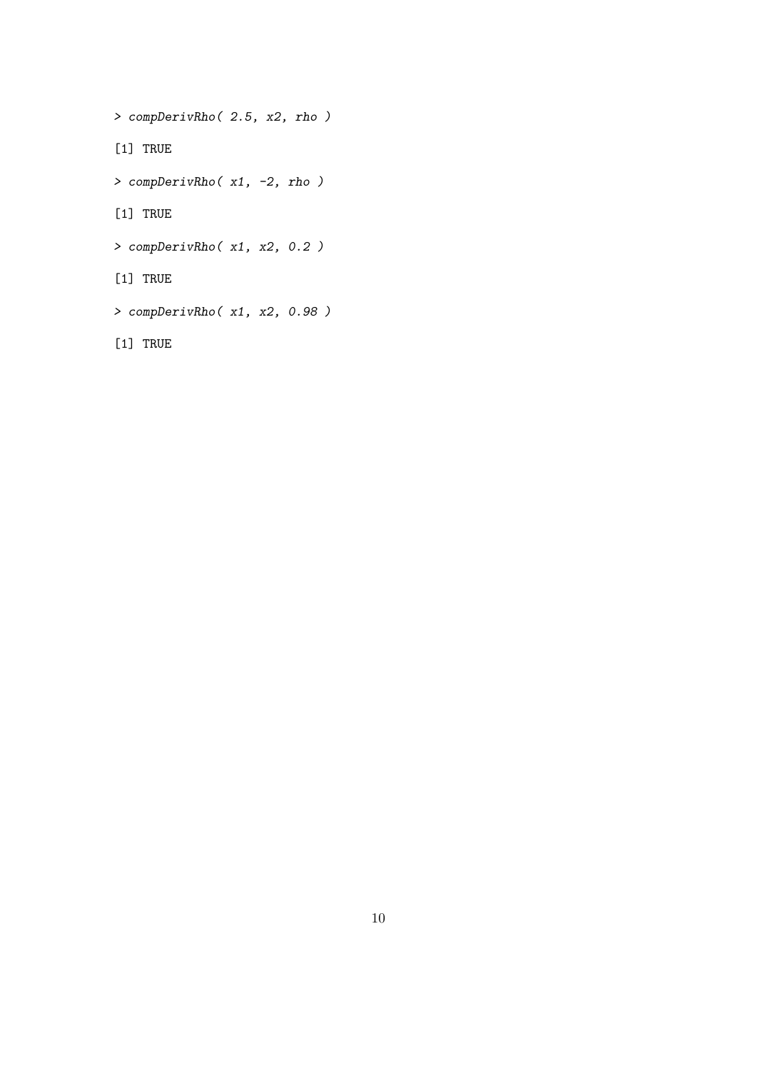```
> compDerivRho( 2.5, x2, rho )

[1] TRUE

> compDerivRho( x1, -2, rho )

[1] TRUE

> compDerivRho( x1, x2, 0.2 )

[1] TRUE

> compDerivRho( x1, x2, 0.98 )

[1] TRUE
```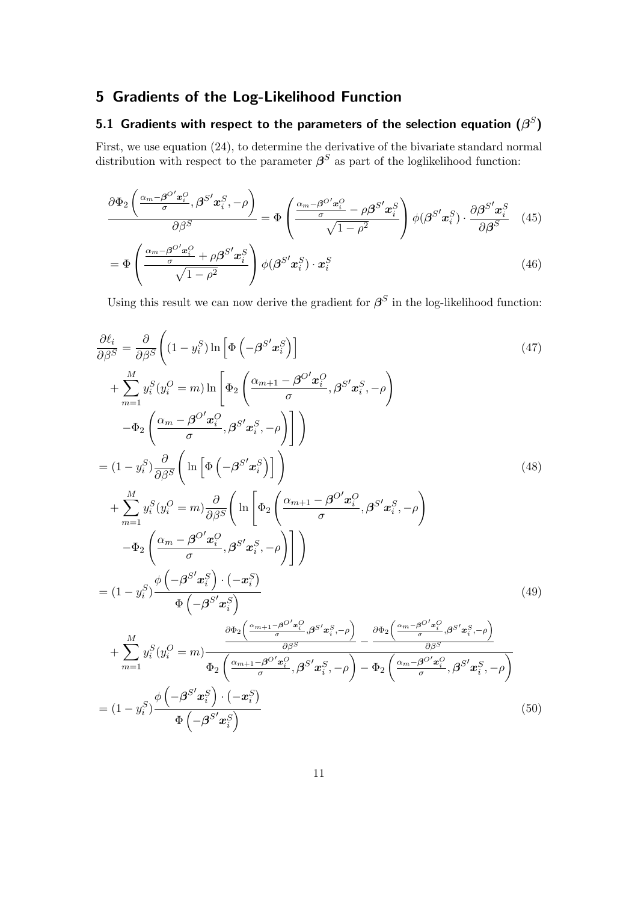## 5 Gradients of the Log-Likelihood Function

### 5.1 Gradients with respect to the parameters of the selection equation ($\beta^S$)

First, we use equation (24), to determine the derivative of the bivariate standard normal distribution with respect to the parameter $\boldsymbol{\beta}^S$ as part of the loglikelihood function:

$$\frac{\partial \Phi_2\left(\frac{\alpha_m - \boldsymbol{\beta}^{O\prime}\boldsymbol{x}_i^O}{\sigma}, \boldsymbol{\beta}^{S\prime}\boldsymbol{x}_i^S, -\rho\right)}{\partial \beta^S} = \Phi\left(\frac{\frac{\alpha_m - \boldsymbol{\beta}^{O\prime}\boldsymbol{x}_i^O}{\sigma} - \rho\boldsymbol{\beta}^{S\prime}\boldsymbol{x}_i^S}{\sqrt{1-\rho^2}}\right)\phi(\boldsymbol{\beta}^{S\prime}\boldsymbol{x}_i^S) \cdot \frac{\partial \boldsymbol{\beta}^{S\prime}\boldsymbol{x}_i^S}{\partial \boldsymbol{\beta}^S} \quad (45)$$

$$= \Phi\left(\frac{\frac{\alpha_m - \boldsymbol{\beta}^{O\prime}\boldsymbol{x}_i^O}{\sigma} + \rho\boldsymbol{\beta}^{S\prime}\boldsymbol{x}_i^S}{\sqrt{1-\rho^2}}\right)\phi(\boldsymbol{\beta}^{S\prime}\boldsymbol{x}_i^S) \cdot \boldsymbol{x}_i^S \quad (46)$$

Using this result we can now derive the gradient for $\boldsymbol{\beta}^S$ in the log-likelihood function:

$$\begin{aligned}
\frac{\partial \ell_i}{\partial \beta^S} &= \frac{\partial}{\partial \beta^S}\Bigg((1-y_i^S)\ln\left[\Phi\left(-\boldsymbol{\beta}^{S\prime}\boldsymbol{x}_i^S\right)\right] && (47)\\
&\quad + \sum_{m=1}^{M} y_i^S(y_i^O = m)\ln\Bigg[\Phi_2\left(\frac{\alpha_{m+1} - \boldsymbol{\beta}^{O\prime}\boldsymbol{x}_i^O}{\sigma}, \boldsymbol{\beta}^{S\prime}\boldsymbol{x}_i^S, -\rho\right)\\
&\quad -\Phi_2\left(\frac{\alpha_m - \boldsymbol{\beta}^{O\prime}\boldsymbol{x}_i^O}{\sigma}, \boldsymbol{\beta}^{S\prime}\boldsymbol{x}_i^S, -\rho\right)\Bigg]\Bigg)\\
&= (1-y_i^S)\frac{\partial}{\partial \beta^S}\Bigg(\ln\left[\Phi\left(-\boldsymbol{\beta}^{S\prime}\boldsymbol{x}_i^S\right)\right]\Bigg) && (48)\\
&\quad + \sum_{m=1}^{M} y_i^S(y_i^O = m)\frac{\partial}{\partial \beta^S}\Bigg(\ln\Bigg[\Phi_2\left(\frac{\alpha_{m+1} - \boldsymbol{\beta}^{O\prime}\boldsymbol{x}_i^O}{\sigma}, \boldsymbol{\beta}^{S\prime}\boldsymbol{x}_i^S, -\rho\right)\\
&\quad -\Phi_2\left(\frac{\alpha_m - \boldsymbol{\beta}^{O\prime}\boldsymbol{x}_i^O}{\sigma}, \boldsymbol{\beta}^{S\prime}\boldsymbol{x}_i^S, -\rho\right)\Bigg]\Bigg)\\
&= (1-y_i^S)\frac{\phi\left(-\boldsymbol{\beta}^{S\prime}\boldsymbol{x}_i^S\right)\cdot\left(-\boldsymbol{x}_i^S\right)}{\Phi\left(-\boldsymbol{\beta}^{S\prime}\boldsymbol{x}_i^S\right)} && (49)\\
&\quad + \sum_{m=1}^{M} y_i^S(y_i^O = m)\frac{\frac{\partial \Phi_2\left(\frac{\alpha_{m+1} - \boldsymbol{\beta}^{O\prime}\boldsymbol{x}_i^O}{\sigma}, \boldsymbol{\beta}^{S\prime}\boldsymbol{x}_i^S, -\rho\right)}{\partial \beta^S} - \frac{\partial \Phi_2\left(\frac{\alpha_m - \boldsymbol{\beta}^{O\prime}\boldsymbol{x}_i^O}{\sigma}, \boldsymbol{\beta}^{S\prime}\boldsymbol{x}_i^S, -\rho\right)}{\partial \beta^S}}{\Phi_2\left(\frac{\alpha_{m+1} - \boldsymbol{\beta}^{O\prime}\boldsymbol{x}_i^O}{\sigma}, \boldsymbol{\beta}^{S\prime}\boldsymbol{x}_i^S, -\rho\right) - \Phi_2\left(\frac{\alpha_m - \boldsymbol{\beta}^{O\prime}\boldsymbol{x}_i^O}{\sigma}, \boldsymbol{\beta}^{S\prime}\boldsymbol{x}_i^S, -\rho\right)}\\
&= (1-y_i^S)\frac{\phi\left(-\boldsymbol{\beta}^{S\prime}\boldsymbol{x}_i^S\right)\cdot\left(-\boldsymbol{x}_i^S\right)}{\Phi\left(-\boldsymbol{\beta}^{S\prime}\boldsymbol{x}_i^S\right)} && (50)
\end{aligned}$$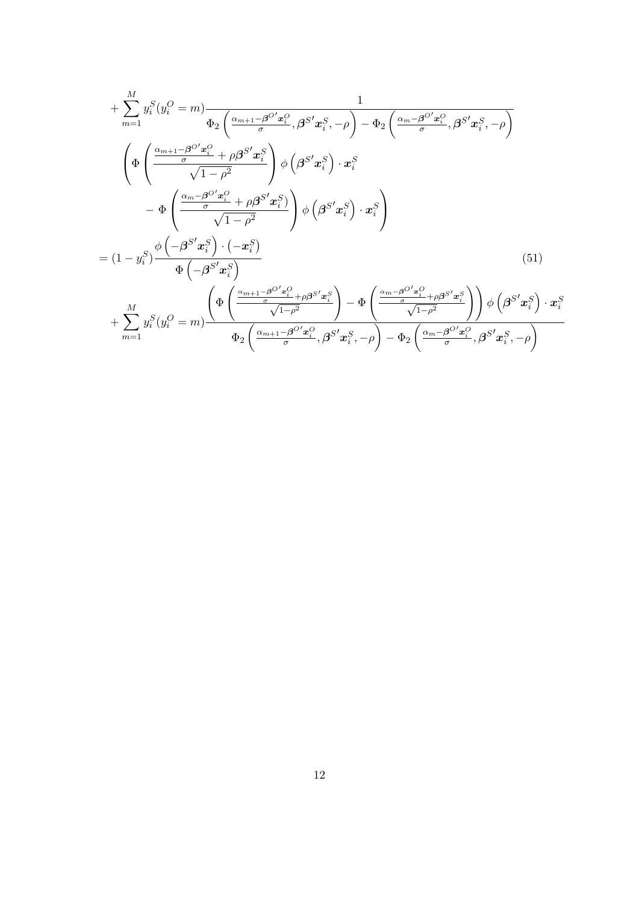$$
\begin{aligned}
&+ \sum_{m=1}^{M} y_i^S (y_i^O = m) \frac{1}{\Phi_2\left(\frac{\alpha_{m+1} - \boldsymbol{\beta}^{O\prime}\boldsymbol{x}_i^O}{\sigma}, \boldsymbol{\beta}^{S\prime}\boldsymbol{x}_i^S, -\rho\right) - \Phi_2\left(\frac{\alpha_m - \boldsymbol{\beta}^{O\prime}\boldsymbol{x}_i^O}{\sigma}, \boldsymbol{\beta}^{S\prime}\boldsymbol{x}_i^S, -\rho\right)} \\
&\quad \left( \Phi\left( \frac{\frac{\alpha_{m+1} - \boldsymbol{\beta}^{O\prime}\boldsymbol{x}_i^O}{\sigma} + \rho \boldsymbol{\beta}^{S\prime}\boldsymbol{x}_i^S}{\sqrt{1-\rho^2}} \right) \phi\left(\boldsymbol{\beta}^{S\prime}\boldsymbol{x}_i^S\right) \cdot \boldsymbol{x}_i^S \right. \\
&\qquad \left. - \Phi\left( \frac{\frac{\alpha_m - \boldsymbol{\beta}^{O\prime}\boldsymbol{x}_i^O}{\sigma} + \rho \boldsymbol{\beta}^{S\prime}\boldsymbol{x}_i^S)}{\sqrt{1-\rho^2}} \right) \phi\left(\boldsymbol{\beta}^{S\prime}\boldsymbol{x}_i^S\right) \cdot \boldsymbol{x}_i^S \right) \\
&= (1 - y_i^S) \frac{\phi\left(-\boldsymbol{\beta}^{S\prime}\boldsymbol{x}_i^S\right) \cdot \left(-\boldsymbol{x}_i^S\right)}{\Phi\left(-\boldsymbol{\beta}^{S\prime}\boldsymbol{x}_i^S\right)} \qquad (51) \\
&+ \sum_{m=1}^{M} y_i^S (y_i^O = m) \frac{\left( \Phi\left( \frac{\frac{\alpha_{m+1} - \boldsymbol{\beta}^{O\prime}\boldsymbol{x}_i^O}{\sigma} + \rho \boldsymbol{\beta}^{S\prime}\boldsymbol{x}_i^S}{\sqrt{1-\rho^2}} \right) - \Phi\left( \frac{\frac{\alpha_m - \boldsymbol{\beta}^{O\prime}\boldsymbol{x}_i^O}{\sigma} + \rho \boldsymbol{\beta}^{S\prime}\boldsymbol{x}_i^S}{\sqrt{1-\rho^2}} \right) \right) \phi\left(\boldsymbol{\beta}^{S\prime}\boldsymbol{x}_i^S\right) \cdot \boldsymbol{x}_i^S}{\Phi_2\left(\frac{\alpha_{m+1} - \boldsymbol{\beta}^{O\prime}\boldsymbol{x}_i^O}{\sigma}, \boldsymbol{\beta}^{S\prime}\boldsymbol{x}_i^S, -\rho\right) - \Phi_2\left(\frac{\alpha_m - \boldsymbol{\beta}^{O\prime}\boldsymbol{x}_i^O}{\sigma}, \boldsymbol{\beta}^{S\prime}\boldsymbol{x}_i^S, -\rho\right)}
\end{aligned}
$$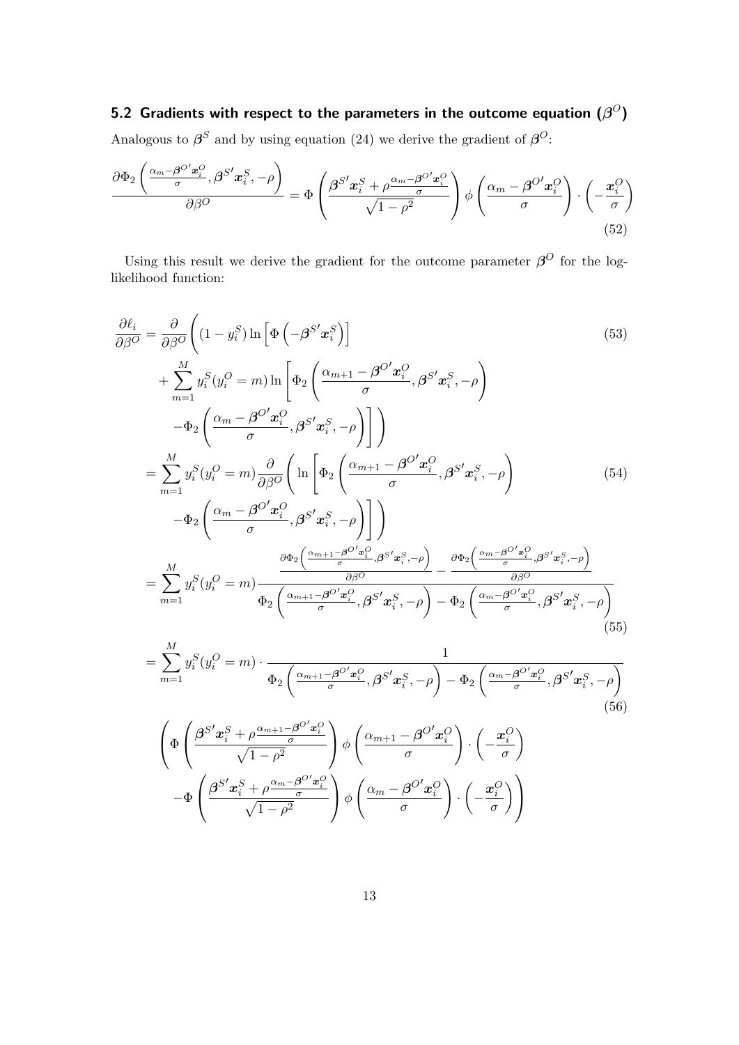### 5.2 Gradients with respect to the parameters in the outcome equation ($\boldsymbol{\beta}^O$)

Analogous to $\boldsymbol{\beta}^S$ and by using equation (24) we derive the gradient of $\boldsymbol{\beta}^O$:

$$
\frac{\partial \Phi_2\left(\frac{\alpha_m - \boldsymbol{\beta}^{O\prime}\boldsymbol{x}_i^O}{\sigma}, \boldsymbol{\beta}^{S\prime}\boldsymbol{x}_i^S, -\rho\right)}{\partial \beta^O} = \Phi\left(\frac{\boldsymbol{\beta}^{S\prime}\boldsymbol{x}_i^S + \rho\frac{\alpha_m - \boldsymbol{\beta}^{O\prime}\boldsymbol{x}_i^O}{\sigma}}{\sqrt{1-\rho^2}}\right)\phi\left(\frac{\alpha_m - \boldsymbol{\beta}^{O\prime}\boldsymbol{x}_i^O}{\sigma}\right)\cdot\left(-\frac{\boldsymbol{x}_i^O}{\sigma}\right) \tag{52}
$$

Using this result we derive the gradient for the outcome parameter $\boldsymbol{\beta}^O$ for the log-likelihood function:

$$
\begin{aligned}
\frac{\partial \ell_i}{\partial \beta^O} = &\frac{\partial}{\partial \beta^O}\Bigg((1-y_i^S)\ln\left[\Phi\left(-\boldsymbol{\beta}^{S\prime}\boldsymbol{x}_i^S\right)\right] &(53)\\
&+\sum_{m=1}^{M} y_i^S(y_i^O = m)\ln\left[\Phi_2\left(\frac{\alpha_{m+1} - \boldsymbol{\beta}^{O\prime}\boldsymbol{x}_i^O}{\sigma}, \boldsymbol{\beta}^{S\prime}\boldsymbol{x}_i^S, -\rho\right)\right.\\
&\left.-\Phi_2\left(\frac{\alpha_m - \boldsymbol{\beta}^{O\prime}\boldsymbol{x}_i^O}{\sigma}, \boldsymbol{\beta}^{S\prime}\boldsymbol{x}_i^S, -\rho\right)\right]\Bigg)\\
= &\sum_{m=1}^{M} y_i^S(y_i^O = m)\frac{\partial}{\partial \beta^O}\Bigg(\ln\left[\Phi_2\left(\frac{\alpha_{m+1} - \boldsymbol{\beta}^{O\prime}\boldsymbol{x}_i^O}{\sigma}, \boldsymbol{\beta}^{S\prime}\boldsymbol{x}_i^S, -\rho\right)\right. &(54)\\
&\left.-\Phi_2\left(\frac{\alpha_m - \boldsymbol{\beta}^{O\prime}\boldsymbol{x}_i^O}{\sigma}, \boldsymbol{\beta}^{S\prime}\boldsymbol{x}_i^S, -\rho\right)\right]\Bigg)\\
= &\sum_{m=1}^{M} y_i^S(y_i^O = m)\frac{\frac{\partial \Phi_2\left(\frac{\alpha_{m+1} - \boldsymbol{\beta}^{O\prime}\boldsymbol{x}_i^O}{\sigma}, \boldsymbol{\beta}^{S\prime}\boldsymbol{x}_i^S, -\rho\right)}{\partial \beta^O} - \frac{\partial \Phi_2\left(\frac{\alpha_m - \boldsymbol{\beta}^{O\prime}\boldsymbol{x}_i^O}{\sigma}, \boldsymbol{\beta}^{S\prime}\boldsymbol{x}_i^S, -\rho\right)}{\partial \beta^O}}{\Phi_2\left(\frac{\alpha_{m+1} - \boldsymbol{\beta}^{O\prime}\boldsymbol{x}_i^O}{\sigma}, \boldsymbol{\beta}^{S\prime}\boldsymbol{x}_i^S, -\rho\right) - \Phi_2\left(\frac{\alpha_m - \boldsymbol{\beta}^{O\prime}\boldsymbol{x}_i^O}{\sigma}, \boldsymbol{\beta}^{S\prime}\boldsymbol{x}_i^S, -\rho\right)} &(55)\\
= &\sum_{m=1}^{M} y_i^S(y_i^O = m)\cdot\frac{1}{\Phi_2\left(\frac{\alpha_{m+1} - \boldsymbol{\beta}^{O\prime}\boldsymbol{x}_i^O}{\sigma}, \boldsymbol{\beta}^{S\prime}\boldsymbol{x}_i^S, -\rho\right) - \Phi_2\left(\frac{\alpha_m - \boldsymbol{\beta}^{O\prime}\boldsymbol{x}_i^O}{\sigma}, \boldsymbol{\beta}^{S\prime}\boldsymbol{x}_i^S, -\rho\right)} &(56)\\
&\Bigg(\Phi\left(\frac{\boldsymbol{\beta}^{S\prime}\boldsymbol{x}_i^S + \rho\frac{\alpha_{m+1} - \boldsymbol{\beta}^{O\prime}\boldsymbol{x}_i^O}{\sigma}}{\sqrt{1-\rho^2}}\right)\phi\left(\frac{\alpha_{m+1} - \boldsymbol{\beta}^{O\prime}\boldsymbol{x}_i^O}{\sigma}\right)\cdot\left(-\frac{\boldsymbol{x}_i^O}{\sigma}\right)\\
&-\Phi\left(\frac{\boldsymbol{\beta}^{S\prime}\boldsymbol{x}_i^S + \rho\frac{\alpha_m - \boldsymbol{\beta}^{O\prime}\boldsymbol{x}_i^O}{\sigma}}{\sqrt{1-\rho^2}}\right)\phi\left(\frac{\alpha_m - \boldsymbol{\beta}^{O\prime}\boldsymbol{x}_i^O}{\sigma}\right)\cdot\left(-\frac{\boldsymbol{x}_i^O}{\sigma}\right)\Bigg)
\end{aligned}
$$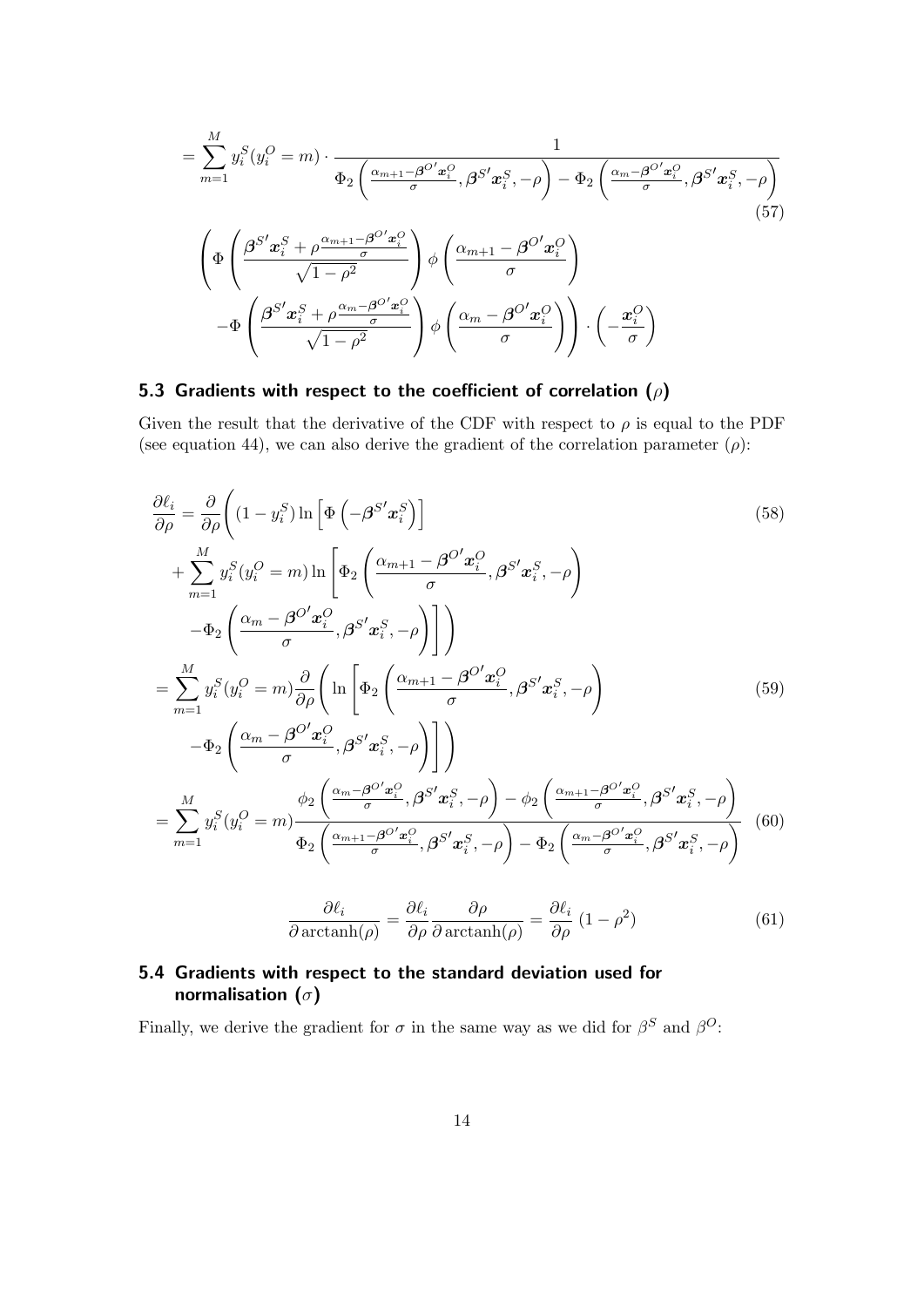$$
= \sum_{m=1}^{M} y_i^S(y_i^O = m) \cdot \frac{1}{\Phi_2\left(\frac{\alpha_{m+1}-\boldsymbol{\beta}^{O\prime}\boldsymbol{x}_i^O}{\sigma}, \boldsymbol{\beta}^{S\prime}\boldsymbol{x}_i^S, -\rho\right) - \Phi_2\left(\frac{\alpha_m-\boldsymbol{\beta}^{O\prime}\boldsymbol{x}_i^O}{\sigma}, \boldsymbol{\beta}^{S\prime}\boldsymbol{x}_i^S, -\rho\right)} \tag{57}
$$

$$
\left( \Phi\left( \frac{\boldsymbol{\beta}^{S\prime}\boldsymbol{x}_i^S + \rho\frac{\alpha_{m+1}-\boldsymbol{\beta}^{O\prime}\boldsymbol{x}_i^O}{\sigma}}{\sqrt{1-\rho^2}} \right) \phi\left( \frac{\alpha_{m+1}-\boldsymbol{\beta}^{O\prime}\boldsymbol{x}_i^O}{\sigma} \right) - \Phi\left( \frac{\boldsymbol{\beta}^{S\prime}\boldsymbol{x}_i^S + \rho\frac{\alpha_m-\boldsymbol{\beta}^{O\prime}\boldsymbol{x}_i^O}{\sigma}}{\sqrt{1-\rho^2}} \right) \phi\left( \frac{\alpha_m-\boldsymbol{\beta}^{O\prime}\boldsymbol{x}_i^O}{\sigma} \right) \right) \cdot \left( -\frac{\boldsymbol{x}_i^O}{\sigma} \right)
$$

## 5.3 Gradients with respect to the coefficient of correlation ($\rho$)

Given the result that the derivative of the CDF with respect to $\rho$ is equal to the PDF (see equation 44), we can also derive the gradient of the correlation parameter ($\rho$):

$$
\frac{\partial \ell_i}{\partial \rho} = \frac{\partial}{\partial \rho}\Bigg( (1-y_i^S)\ln\left[\Phi\left(-\boldsymbol{\beta}^{S\prime}\boldsymbol{x}_i^S\right)\right] + \sum_{m=1}^{M} y_i^S(y_i^O = m)\ln\left[\Phi_2\left(\frac{\alpha_{m+1}-\boldsymbol{\beta}^{O\prime}\boldsymbol{x}_i^O}{\sigma}, \boldsymbol{\beta}^{S\prime}\boldsymbol{x}_i^S, -\rho\right) - \Phi_2\left(\frac{\alpha_m-\boldsymbol{\beta}^{O\prime}\boldsymbol{x}_i^O}{\sigma}, \boldsymbol{\beta}^{S\prime}\boldsymbol{x}_i^S, -\rho\right)\right]\Bigg) \tag{58}
$$

$$
= \sum_{m=1}^{M} y_i^S(y_i^O = m)\frac{\partial}{\partial \rho}\Bigg( \ln\left[\Phi_2\left(\frac{\alpha_{m+1}-\boldsymbol{\beta}^{O\prime}\boldsymbol{x}_i^O}{\sigma}, \boldsymbol{\beta}^{S\prime}\boldsymbol{x}_i^S, -\rho\right) - \Phi_2\left(\frac{\alpha_m-\boldsymbol{\beta}^{O\prime}\boldsymbol{x}_i^O}{\sigma}, \boldsymbol{\beta}^{S\prime}\boldsymbol{x}_i^S, -\rho\right)\right]\Bigg) \tag{59}
$$

$$
= \sum_{m=1}^{M} y_i^S(y_i^O = m)\frac{\phi_2\left(\frac{\alpha_m-\boldsymbol{\beta}^{O\prime}\boldsymbol{x}_i^O}{\sigma}, \boldsymbol{\beta}^{S\prime}\boldsymbol{x}_i^S, -\rho\right) - \phi_2\left(\frac{\alpha_{m+1}-\boldsymbol{\beta}^{O\prime}\boldsymbol{x}_i^O}{\sigma}, \boldsymbol{\beta}^{S\prime}\boldsymbol{x}_i^S, -\rho\right)}{\Phi_2\left(\frac{\alpha_{m+1}-\boldsymbol{\beta}^{O\prime}\boldsymbol{x}_i^O}{\sigma}, \boldsymbol{\beta}^{S\prime}\boldsymbol{x}_i^S, -\rho\right) - \Phi_2\left(\frac{\alpha_m-\boldsymbol{\beta}^{O\prime}\boldsymbol{x}_i^O}{\sigma}, \boldsymbol{\beta}^{S\prime}\boldsymbol{x}_i^S, -\rho\right)} \tag{60}
$$

$$
\frac{\partial \ell_i}{\partial \operatorname{arctanh}(\rho)} = \frac{\partial \ell_i}{\partial \rho}\frac{\partial \rho}{\partial \operatorname{arctanh}(\rho)} = \frac{\partial \ell_i}{\partial \rho}\,(1-\rho^2) \tag{61}
$$

## 5.4 Gradients with respect to the standard deviation used for normalisation ($\sigma$)

Finally, we derive the gradient for $\sigma$ in the same way as we did for $\beta^S$ and $\beta^O$: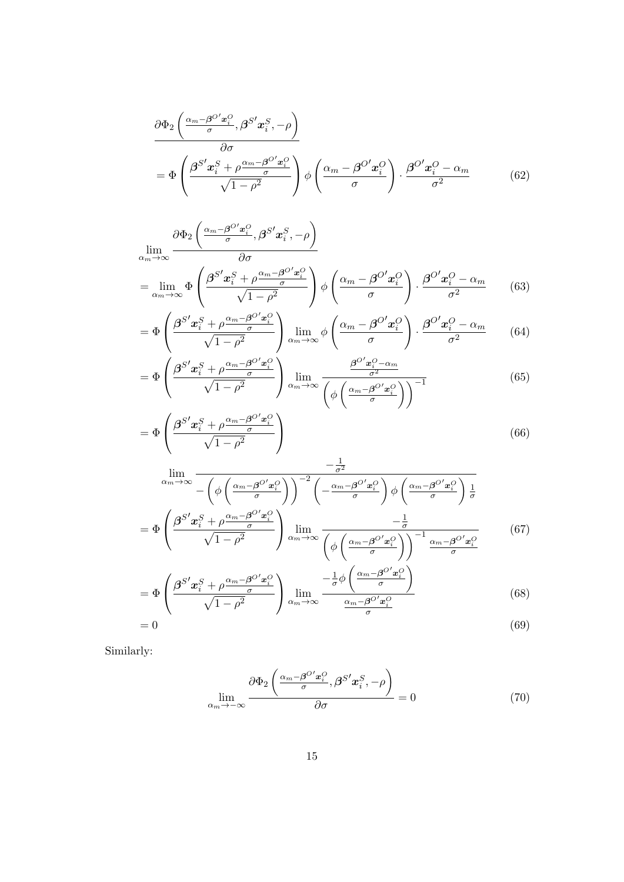$$
\begin{aligned}
&\frac{\partial \Phi_2\left(\frac{\alpha_m - \boldsymbol{\beta}^{O\prime}\boldsymbol{x}_i^O}{\sigma}, \boldsymbol{\beta}^{S\prime}\boldsymbol{x}_i^S, -\rho\right)}{\partial \sigma} \\
&= \Phi\left(\frac{\boldsymbol{\beta}^{S\prime}\boldsymbol{x}_i^S + \rho\frac{\alpha_m - \boldsymbol{\beta}^{O\prime}\boldsymbol{x}_i^O}{\sigma}}{\sqrt{1-\rho^2}}\right)\phi\left(\frac{\alpha_m - \boldsymbol{\beta}^{O\prime}\boldsymbol{x}_i^O}{\sigma}\right)\cdot\frac{\boldsymbol{\beta}^{O\prime}\boldsymbol{x}_i^O - \alpha_m}{\sigma^2} \qquad (62)
\end{aligned}
$$

$$
\begin{aligned}
&\lim_{\alpha_m\to\infty}\frac{\partial \Phi_2\left(\frac{\alpha_m - \boldsymbol{\beta}^{O\prime}\boldsymbol{x}_i^O}{\sigma}, \boldsymbol{\beta}^{S\prime}\boldsymbol{x}_i^S, -\rho\right)}{\partial \sigma} \\
&= \lim_{\alpha_m\to\infty}\Phi\left(\frac{\boldsymbol{\beta}^{S\prime}\boldsymbol{x}_i^S + \rho\frac{\alpha_m - \boldsymbol{\beta}^{O\prime}\boldsymbol{x}_i^O}{\sigma}}{\sqrt{1-\rho^2}}\right)\phi\left(\frac{\alpha_m - \boldsymbol{\beta}^{O\prime}\boldsymbol{x}_i^O}{\sigma}\right)\cdot\frac{\boldsymbol{\beta}^{O\prime}\boldsymbol{x}_i^O - \alpha_m}{\sigma^2} \qquad (63) \\
&= \Phi\left(\frac{\boldsymbol{\beta}^{S\prime}\boldsymbol{x}_i^S + \rho\frac{\alpha_m - \boldsymbol{\beta}^{O\prime}\boldsymbol{x}_i^O}{\sigma}}{\sqrt{1-\rho^2}}\right)\lim_{\alpha_m\to\infty}\phi\left(\frac{\alpha_m - \boldsymbol{\beta}^{O\prime}\boldsymbol{x}_i^O}{\sigma}\right)\cdot\frac{\boldsymbol{\beta}^{O\prime}\boldsymbol{x}_i^O - \alpha_m}{\sigma^2} \qquad (64) \\
&= \Phi\left(\frac{\boldsymbol{\beta}^{S\prime}\boldsymbol{x}_i^S + \rho\frac{\alpha_m - \boldsymbol{\beta}^{O\prime}\boldsymbol{x}_i^O}{\sigma}}{\sqrt{1-\rho^2}}\right)\lim_{\alpha_m\to\infty}\frac{\frac{\boldsymbol{\beta}^{O\prime}\boldsymbol{x}_i^O - \alpha_m}{\sigma^2}}{\left(\phi\left(\frac{\alpha_m - \boldsymbol{\beta}^{O\prime}\boldsymbol{x}_i^O}{\sigma}\right)\right)^{-1}} \qquad (65) \\
&= \Phi\left(\frac{\boldsymbol{\beta}^{S\prime}\boldsymbol{x}_i^S + \rho\frac{\alpha_m - \boldsymbol{\beta}^{O\prime}\boldsymbol{x}_i^O}{\sigma}}{\sqrt{1-\rho^2}}\right) \qquad (66) \\
&\quad \lim_{\alpha_m\to\infty}\frac{-\frac{1}{\sigma^2}}{-\left(\phi\left(\frac{\alpha_m - \boldsymbol{\beta}^{O\prime}\boldsymbol{x}_i^O}{\sigma}\right)\right)^{-2}\left(-\frac{\alpha_m - \boldsymbol{\beta}^{O\prime}\boldsymbol{x}_i^O}{\sigma}\right)\phi\left(\frac{\alpha_m - \boldsymbol{\beta}^{O\prime}\boldsymbol{x}_i^O}{\sigma}\right)\frac{1}{\sigma}} \\
&= \Phi\left(\frac{\boldsymbol{\beta}^{S\prime}\boldsymbol{x}_i^S + \rho\frac{\alpha_m - \boldsymbol{\beta}^{O\prime}\boldsymbol{x}_i^O}{\sigma}}{\sqrt{1-\rho^2}}\right)\lim_{\alpha_m\to\infty}\frac{-\frac{1}{\sigma}}{\left(\phi\left(\frac{\alpha_m - \boldsymbol{\beta}^{O\prime}\boldsymbol{x}_i^O}{\sigma}\right)\right)^{-1}\frac{\alpha_m - \boldsymbol{\beta}^{O\prime}\boldsymbol{x}_i^O}{\sigma}} \qquad (67) \\
&= \Phi\left(\frac{\boldsymbol{\beta}^{S\prime}\boldsymbol{x}_i^S + \rho\frac{\alpha_m - \boldsymbol{\beta}^{O\prime}\boldsymbol{x}_i^O}{\sigma}}{\sqrt{1-\rho^2}}\right)\lim_{\alpha_m\to\infty}\frac{-\frac{1}{\sigma}\phi\left(\frac{\alpha_m - \boldsymbol{\beta}^{O\prime}\boldsymbol{x}_i^O}{\sigma}\right)}{\frac{\alpha_m - \boldsymbol{\beta}^{O\prime}\boldsymbol{x}_i^O}{\sigma}} \qquad (68) \\
&= 0 \qquad (69)
\end{aligned}
$$

Similarly:

$$
\lim_{\alpha_m\to-\infty}\frac{\partial \Phi_2\left(\frac{\alpha_m - \boldsymbol{\beta}^{O\prime}\boldsymbol{x}_i^O}{\sigma}, \boldsymbol{\beta}^{S\prime}\boldsymbol{x}_i^S, -\rho\right)}{\partial \sigma} = 0 \qquad (70)
$$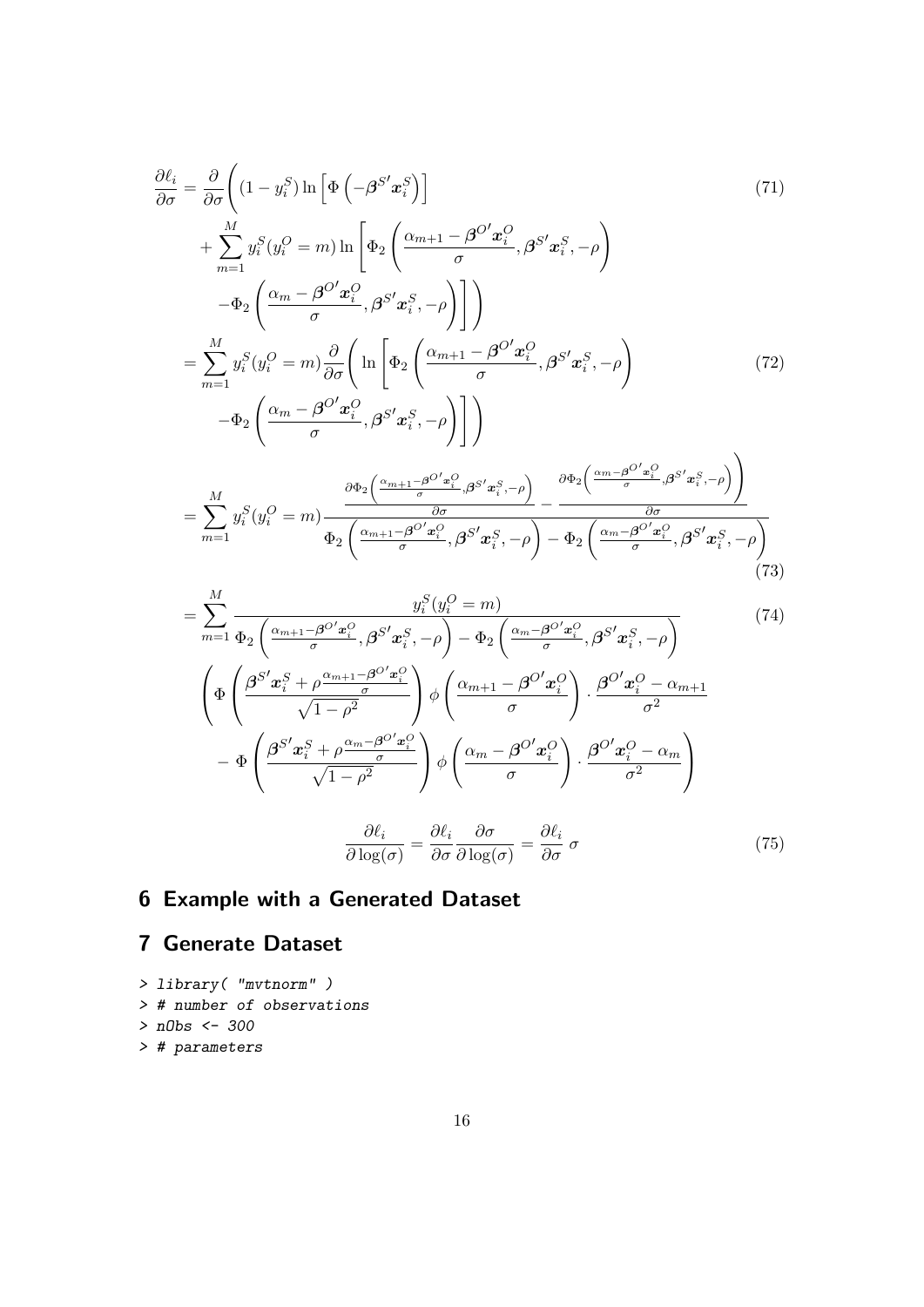$$
\begin{aligned}
\frac{\partial \ell_i}{\partial \sigma} &= \frac{\partial}{\partial \sigma}\Bigg( (1-y_i^S)\ln\left[\Phi\left(-\boldsymbol{\beta}^{S\prime}\boldsymbol{x}_i^S\right)\right] && (71)\\
&\quad + \sum_{m=1}^{M} y_i^S(y_i^O=m)\ln\left[\Phi_2\left(\frac{\alpha_{m+1}-\boldsymbol{\beta}^{O\prime}\boldsymbol{x}_i^O}{\sigma}, \boldsymbol{\beta}^{S\prime}\boldsymbol{x}_i^S, -\rho\right)\right.\\
&\quad \left.\left. -\Phi_2\left(\frac{\alpha_{m}-\boldsymbol{\beta}^{O\prime}\boldsymbol{x}_i^O}{\sigma}, \boldsymbol{\beta}^{S\prime}\boldsymbol{x}_i^S, -\rho\right)\right]\right)\\
&= \sum_{m=1}^{M} y_i^S(y_i^O=m)\frac{\partial}{\partial \sigma}\Bigg(\ln\left[\Phi_2\left(\frac{\alpha_{m+1}-\boldsymbol{\beta}^{O\prime}\boldsymbol{x}_i^O}{\sigma}, \boldsymbol{\beta}^{S\prime}\boldsymbol{x}_i^S, -\rho\right)\right. && (72)\\
&\quad \left.\left. -\Phi_2\left(\frac{\alpha_{m}-\boldsymbol{\beta}^{O\prime}\boldsymbol{x}_i^O}{\sigma}, \boldsymbol{\beta}^{S\prime}\boldsymbol{x}_i^S, -\rho\right)\right]\right)\\
&= \sum_{m=1}^{M} y_i^S(y_i^O=m)\frac{\frac{\partial \Phi_2\left(\frac{\alpha_{m+1}-\boldsymbol{\beta}^{O\prime}\boldsymbol{x}_i^O}{\sigma}, \boldsymbol{\beta}^{S\prime}\boldsymbol{x}_i^S, -\rho\right)}{\partial\sigma} - \frac{\partial \Phi_2\left(\frac{\alpha_{m}-\boldsymbol{\beta}^{O\prime}\boldsymbol{x}_i^O}{\sigma}, \boldsymbol{\beta}^{S\prime}\boldsymbol{x}_i^S, -\rho\right)}{\partial\sigma}}{\Phi_2\left(\frac{\alpha_{m+1}-\boldsymbol{\beta}^{O\prime}\boldsymbol{x}_i^O}{\sigma}, \boldsymbol{\beta}^{S\prime}\boldsymbol{x}_i^S, -\rho\right) - \Phi_2\left(\frac{\alpha_{m}-\boldsymbol{\beta}^{O\prime}\boldsymbol{x}_i^O}{\sigma}, \boldsymbol{\beta}^{S\prime}\boldsymbol{x}_i^S, -\rho\right)} && (73)\\
&= \sum_{m=1}^{M} \frac{y_i^S(y_i^O=m)}{\Phi_2\left(\frac{\alpha_{m+1}-\boldsymbol{\beta}^{O\prime}\boldsymbol{x}_i^O}{\sigma}, \boldsymbol{\beta}^{S\prime}\boldsymbol{x}_i^S, -\rho\right) - \Phi_2\left(\frac{\alpha_{m}-\boldsymbol{\beta}^{O\prime}\boldsymbol{x}_i^O}{\sigma}, \boldsymbol{\beta}^{S\prime}\boldsymbol{x}_i^S, -\rho\right)} && (74)\\
&\quad \Bigg(\Phi\left(\frac{\boldsymbol{\beta}^{S\prime}\boldsymbol{x}_i^S + \rho\frac{\alpha_{m+1}-\boldsymbol{\beta}^{O\prime}\boldsymbol{x}_i^O}{\sigma}}{\sqrt{1-\rho^2}}\right)\phi\left(\frac{\alpha_{m+1}-\boldsymbol{\beta}^{O\prime}\boldsymbol{x}_i^O}{\sigma}\right)\cdot\frac{\boldsymbol{\beta}^{O\prime}\boldsymbol{x}_i^O-\alpha_{m+1}}{\sigma^2}\\
&\quad - \Phi\left(\frac{\boldsymbol{\beta}^{S\prime}\boldsymbol{x}_i^S + \rho\frac{\alpha_{m}-\boldsymbol{\beta}^{O\prime}\boldsymbol{x}_i^O}{\sigma}}{\sqrt{1-\rho^2}}\right)\phi\left(\frac{\alpha_{m}-\boldsymbol{\beta}^{O\prime}\boldsymbol{x}_i^O}{\sigma}\right)\cdot\frac{\boldsymbol{\beta}^{O\prime}\boldsymbol{x}_i^O-\alpha_{m}}{\sigma^2}\Bigg)
\end{aligned}
$$

$$
\frac{\partial \ell_i}{\partial \log(\sigma)} = \frac{\partial \ell_i}{\partial \sigma}\frac{\partial \sigma}{\partial \log(\sigma)} = \frac{\partial \ell_i}{\partial \sigma}\,\sigma \qquad (75)
$$

# 6 Example with a Generated Dataset

# 7 Generate Dataset

```
> library( "mvtnorm" )
> # number of observations
> nObs <- 300
> # parameters
```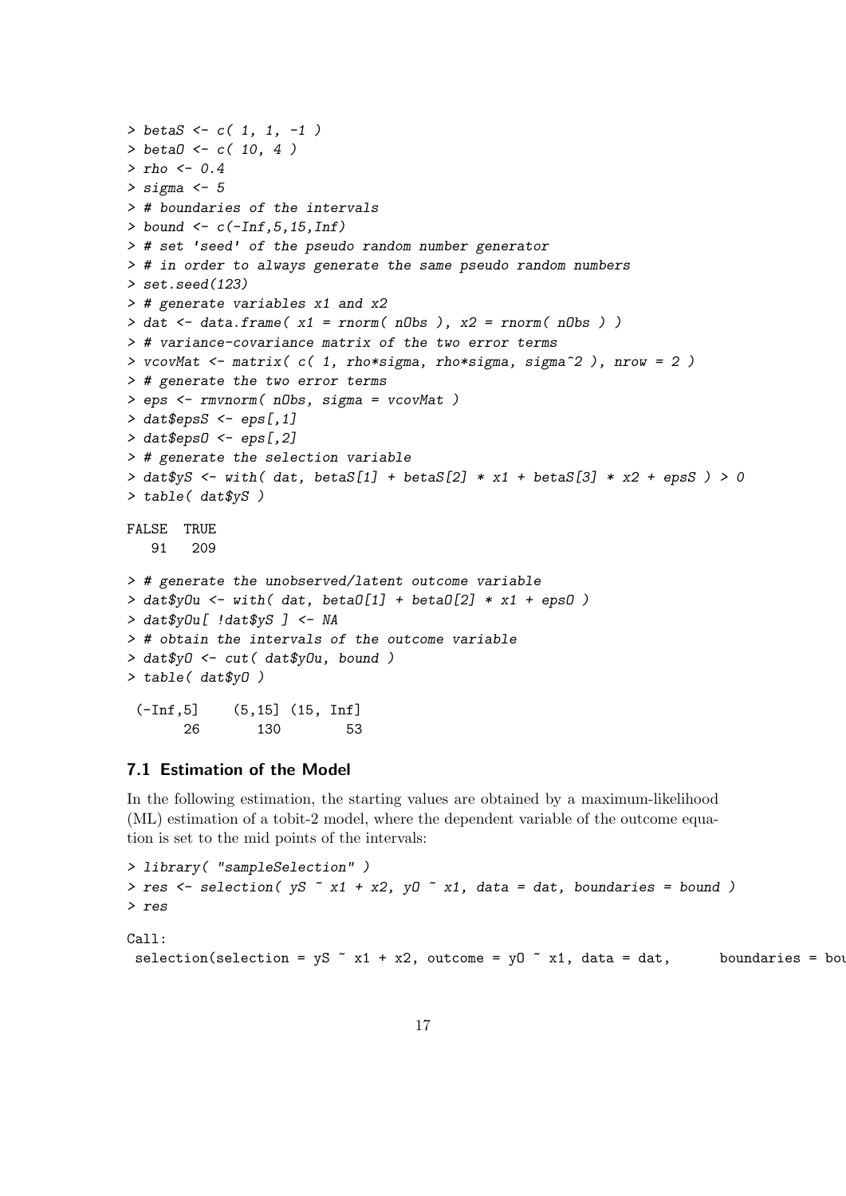```
> betaS <- c( 1, 1, -1 )
> betaO <- c( 10, 4 )
> rho <- 0.4
> sigma <- 5
> # boundaries of the intervals
> bound <- c(-Inf,5,15,Inf)
> # set 'seed' of the pseudo random number generator
> # in order to always generate the same pseudo random numbers
> set.seed(123)
> # generate variables x1 and x2
> dat <- data.frame( x1 = rnorm( nObs ), x2 = rnorm( nObs ) )
> # variance-covariance matrix of the two error terms
> vcovMat <- matrix( c( 1, rho*sigma, rho*sigma, sigma^2 ), nrow = 2 )
> # generate the two error terms
> eps <- rmvnorm( nObs, sigma = vcovMat )
> dat$epsS <- eps[,1]
> dat$epsO <- eps[,2]
> # generate the selection variable
> dat$yS <- with( dat, betaS[1] + betaS[2] * x1 + betaS[3] * x2 + epsS ) > 0
> table( dat$yS )

FALSE  TRUE
   91   209

> # generate the unobserved/latent outcome variable
> dat$yOu <- with( dat, betaO[1] + betaO[2] * x1 + epsO )
> dat$yOu[ !dat$yS ] <- NA
> # obtain the intervals of the outcome variable
> dat$yO <- cut( dat$yOu, bound )
> table( dat$yO )

 (-Inf,5]    (5,15] (15, Inf]
       26       130        53
```

## 7.1 Estimation of the Model

In the following estimation, the starting values are obtained by a maximum-likelihood (ML) estimation of a tobit-2 model, where the dependent variable of the outcome equation is set to the mid points of the intervals:

```
> library( "sampleSelection" )
> res <- selection( yS ~ x1 + x2, yO ~ x1, data = dat, boundaries = bound )
> res

Call:
 selection(selection = yS ~ x1 + x2, outcome = yO ~ x1, data = dat,      boundaries = bou
```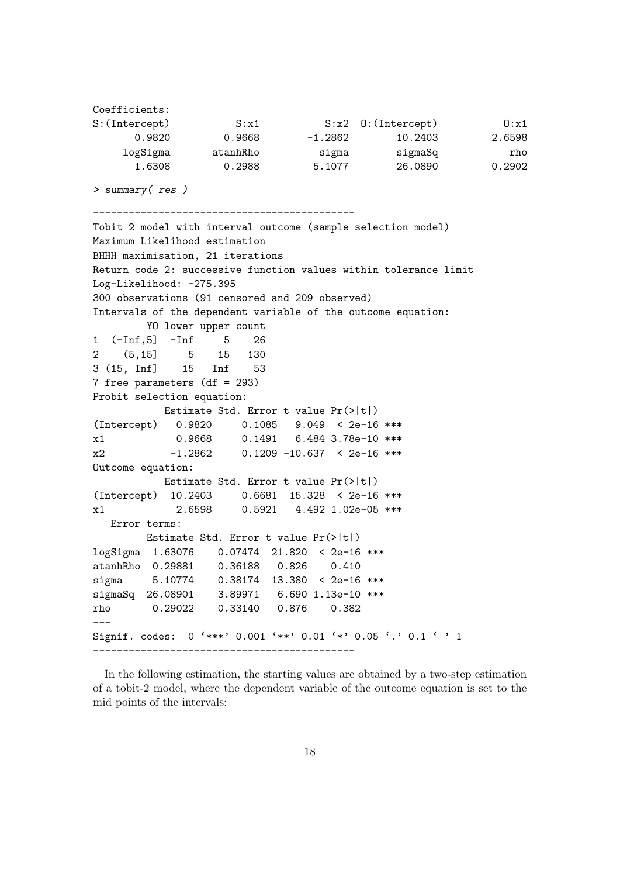```
Coefficients:
S:(Intercept)          S:x1          S:x2  O:(Intercept)          O:x1
       0.9820        0.9668       -1.2862        10.2403        2.6598
     logSigma      atanhRho         sigma        sigmaSq           rho
       1.6308        0.2988        5.1077        26.0890        0.2902
```

```
> summary( res )
```

```
--------------------------------------------
Tobit 2 model with interval outcome (sample selection model)
Maximum Likelihood estimation
BHHH maximisation, 21 iterations
Return code 2: successive function values within tolerance limit
Log-Likelihood: -275.395
300 observations (91 censored and 209 observed)
Intervals of the dependent variable of the outcome equation:
        YO lower upper count
1  (-Inf,5]  -Inf     5    26
2    (5,15]     5    15   130
3 (15, Inf]    15   Inf    53
7 free parameters (df = 293)
Probit selection equation:
            Estimate Std. Error t value Pr(>|t|)    
(Intercept)   0.9820     0.1085   9.049  < 2e-16 ***
x1            0.9668     0.1491   6.484 3.78e-10 ***
x2           -1.2862     0.1209 -10.637  < 2e-16 ***
Outcome equation:
            Estimate Std. Error t value Pr(>|t|)    
(Intercept)  10.2403     0.6681  15.328  < 2e-16 ***
x1            2.6598     0.5921   4.492 1.02e-05 ***
   Error terms:
         Estimate Std. Error t value Pr(>|t|)    
logSigma  1.63076    0.07474  21.820  < 2e-16 ***
atanhRho  0.29881    0.36188   0.826    0.410    
sigma     5.10774    0.38174  13.380  < 2e-16 ***
sigmaSq  26.08901    3.89971   6.690 1.13e-10 ***
rho       0.29022    0.33140   0.876    0.382    
---
Signif. codes:  0 '***' 0.001 '**' 0.01 '*' 0.05 '.' 0.1 ' ' 1
--------------------------------------------
```

In the following estimation, the starting values are obtained by a two-step estimation of a tobit-2 model, where the dependent variable of the outcome equation is set to the mid points of the intervals: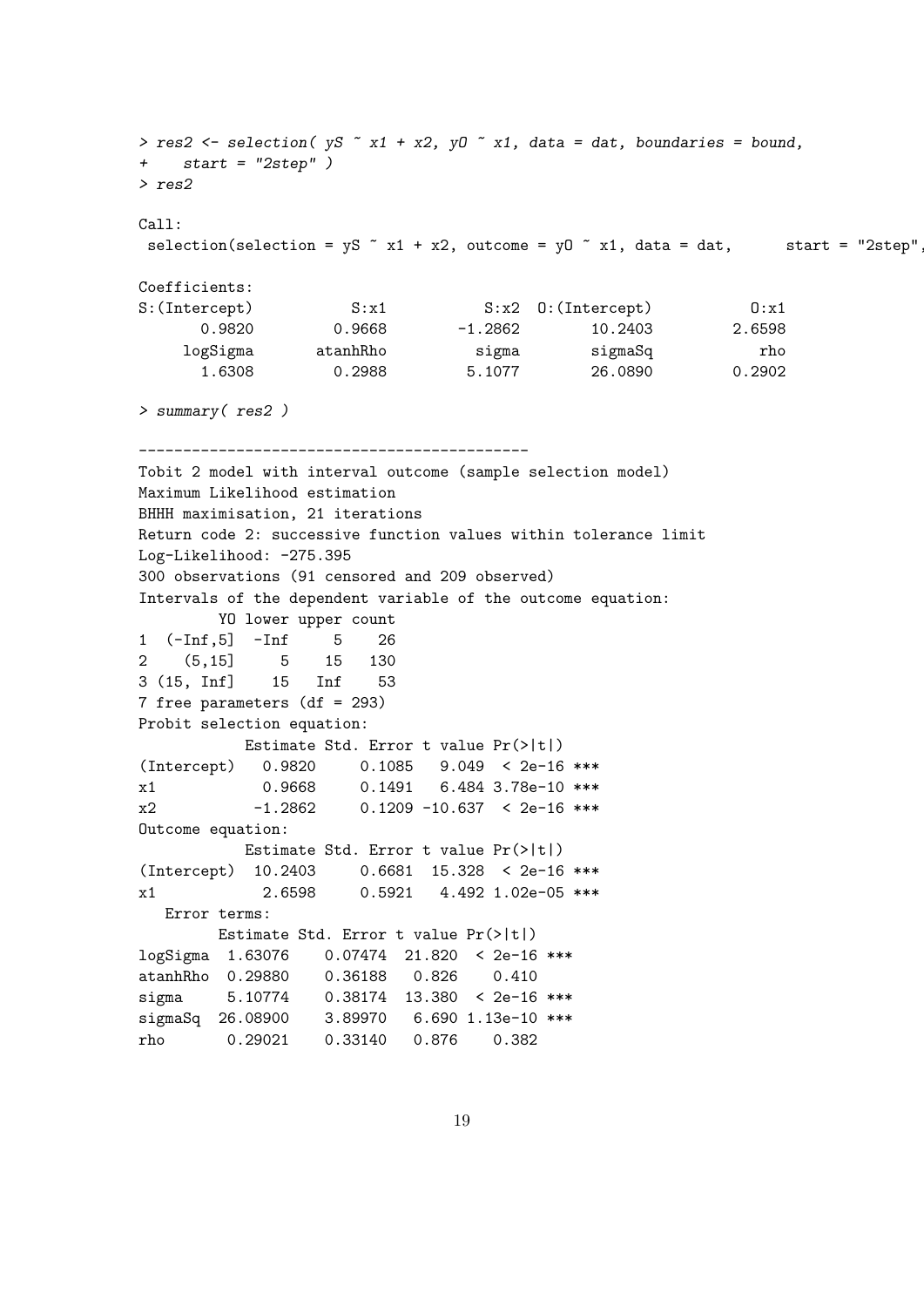```
> res2 <- selection( yS ~ x1 + x2, yO ~ x1, data = dat, boundaries = bound,
+    start = "2step" )
> res2

Call:
 selection(selection = yS ~ x1 + x2, outcome = yO ~ x1, data = dat,      start = "2step",

Coefficients:
S:(Intercept)          S:x1          S:x2  O:(Intercept)          O:x1
       0.9820        0.9668       -1.2862        10.2403        2.6598
     logSigma      atanhRho         sigma        sigmaSq           rho
       1.6308        0.2988        5.1077        26.0890        0.2902

> summary( res2 )

--------------------------------------------
Tobit 2 model with interval outcome (sample selection model)
Maximum Likelihood estimation
BHHH maximisation, 21 iterations
Return code 2: successive function values within tolerance limit
Log-Likelihood: -275.395
300 observations (91 censored and 209 observed)
Intervals of the dependent variable of the outcome equation:
         YO lower upper count
1  (-Inf,5]  -Inf     5    26
2    (5,15]     5    15   130
3 (15, Inf]    15   Inf    53
7 free parameters (df = 293)
Probit selection equation:
            Estimate Std. Error t value Pr(>|t|)
(Intercept)   0.9820     0.1085   9.049  < 2e-16 ***
x1            0.9668     0.1491   6.484 3.78e-10 ***
x2           -1.2862     0.1209 -10.637  < 2e-16 ***
Outcome equation:
            Estimate Std. Error t value Pr(>|t|)
(Intercept)  10.2403     0.6681  15.328  < 2e-16 ***
x1            2.6598     0.5921   4.492 1.02e-05 ***
   Error terms:
        Estimate Std. Error t value Pr(>|t|)
logSigma  1.63076    0.07474  21.820  < 2e-16 ***
atanhRho  0.29880    0.36188   0.826    0.410
sigma     5.10774    0.38174  13.380  < 2e-16 ***
sigmaSq  26.08900    3.89970   6.690 1.13e-10 ***
rho       0.29021    0.33140   0.876    0.382
```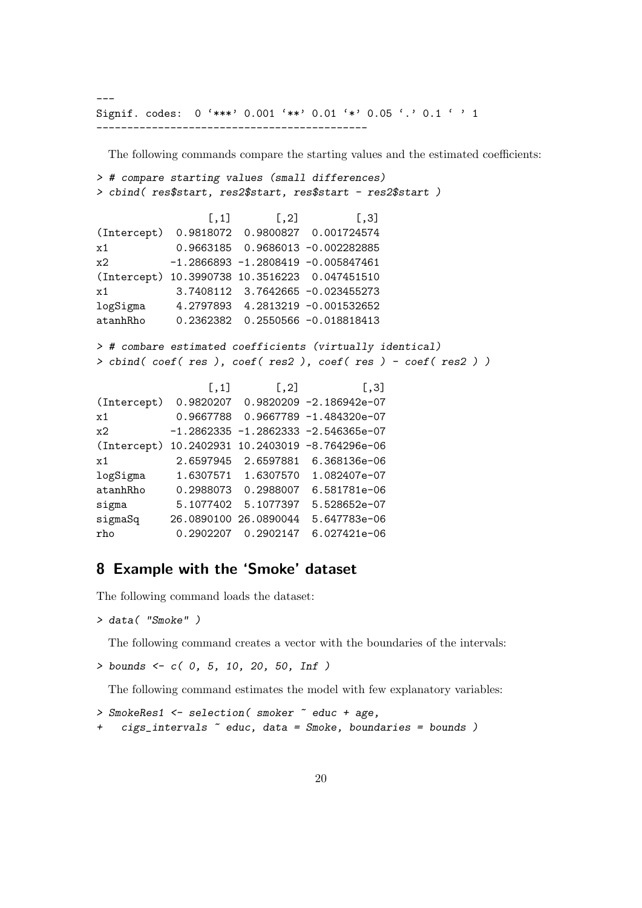```
---
Signif. codes:  0 '***' 0.001 '**' 0.01 '*' 0.05 '.' 0.1 ' ' 1
--------------------------------------------
```

The following commands compare the starting values and the estimated coefficients:

```
> # compare starting values (small differences)
> cbind( res$start, res2$start, res$start - res2$start )

                  [,1]       [,2]         [,3]
(Intercept)  0.9818072  0.9800827  0.001724574
x1           0.9663185  0.9686013 -0.002282885
x2          -1.2866893 -1.2808419 -0.005847461
(Intercept) 10.3990738 10.3516223  0.047451510
x1           3.7408112  3.7642665 -0.023455273
logSigma     4.2797893  4.2813219 -0.001532652
atanhRho     0.2362382  0.2550566 -0.018818413

> # combare estimated coefficients (virtually identical)
> cbind( coef( res ), coef( res2 ), coef( res ) - coef( res2 ) )

                  [,1]       [,2]          [,3]
(Intercept)  0.9820207  0.9820209 -2.186942e-07
x1           0.9667788  0.9667789 -1.484320e-07
x2          -1.2862335 -1.2862333 -2.546365e-07
(Intercept) 10.2402931 10.2403019 -8.764296e-06
x1           2.6597945  2.6597881  6.368136e-06
logSigma     1.6307571  1.6307570  1.082407e-07
atanhRho     0.2988073  0.2988007  6.581781e-06
sigma        5.1077402  5.1077397  5.528652e-07
sigmaSq     26.0890100 26.0890044  5.647783e-06
rho          0.2902207  0.2902147  6.027421e-06
```

## 8 Example with the 'Smoke' dataset

The following command loads the dataset:

```
> data( "Smoke" )
```

The following command creates a vector with the boundaries of the intervals:

```
> bounds <- c( 0, 5, 10, 20, 50, Inf )
```

The following command estimates the model with few explanatory variables:

```
> SmokeRes1 <- selection( smoker ~ educ + age,
+   cigs_intervals ~ educ, data = Smoke, boundaries = bounds )
```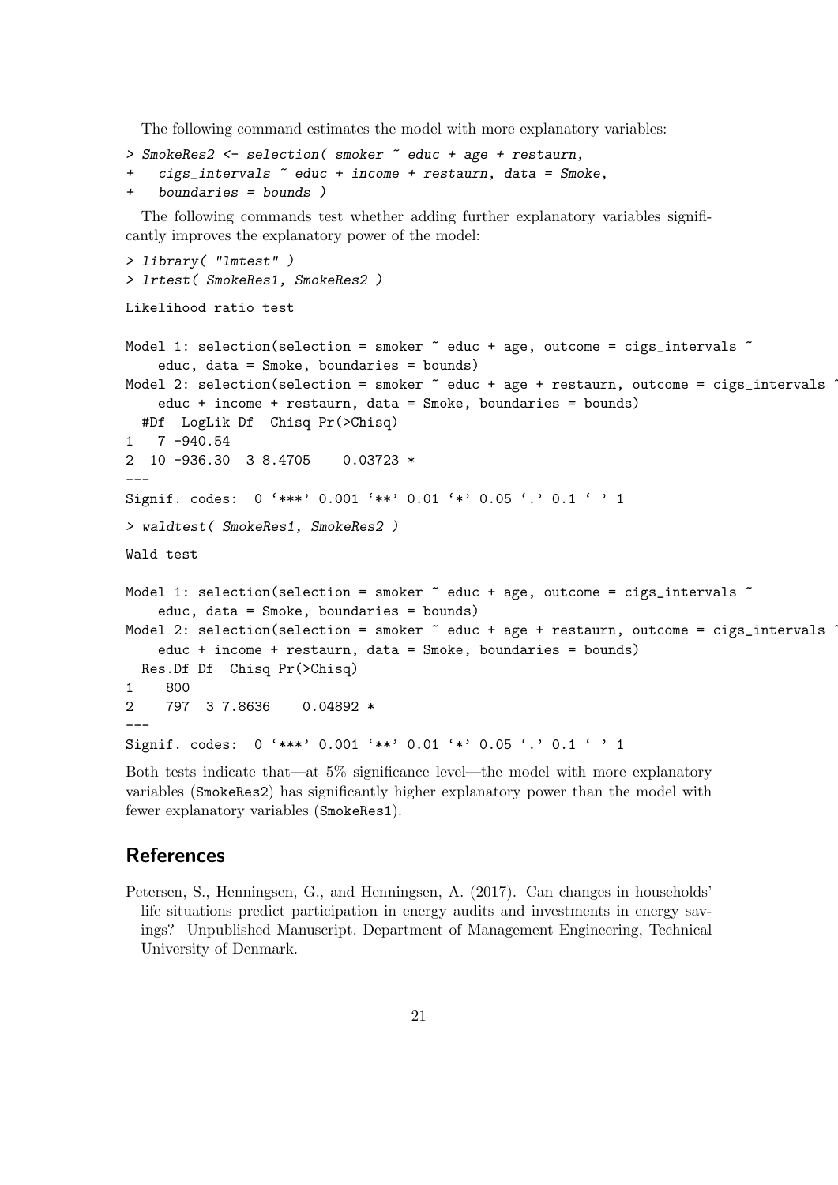The following command estimates the model with more explanatory variables:

```
> SmokeRes2 <- selection( smoker ~ educ + age + restaurn,
+   cigs_intervals ~ educ + income + restaurn, data = Smoke,
+   boundaries = bounds )
```

The following commands test whether adding further explanatory variables significantly improves the explanatory power of the model:

```
> library( "lmtest" )
> lrtest( SmokeRes1, SmokeRes2 )

Likelihood ratio test

Model 1: selection(selection = smoker ~ educ + age, outcome = cigs_intervals ~
    educ, data = Smoke, boundaries = bounds)
Model 2: selection(selection = smoker ~ educ + age + restaurn, outcome = cigs_intervals ~
    educ + income + restaurn, data = Smoke, boundaries = bounds)
  #Df  LogLik Df  Chisq Pr(>Chisq)
1   7 -940.54
2  10 -936.30  3 8.4705    0.03723 *
---
Signif. codes:  0 '***' 0.001 '**' 0.01 '*' 0.05 '.' 0.1 ' ' 1

> waldtest( SmokeRes1, SmokeRes2 )

Wald test

Model 1: selection(selection = smoker ~ educ + age, outcome = cigs_intervals ~
    educ, data = Smoke, boundaries = bounds)
Model 2: selection(selection = smoker ~ educ + age + restaurn, outcome = cigs_intervals ~
    educ + income + restaurn, data = Smoke, boundaries = bounds)
  Res.Df Df  Chisq Pr(>Chisq)
1    800
2    797  3 7.8636    0.04892 *
---
Signif. codes:  0 '***' 0.001 '**' 0.01 '*' 0.05 '.' 0.1 ' ' 1
```

Both tests indicate that—at 5% significance level—the model with more explanatory variables (SmokeRes2) has significantly higher explanatory power than the model with fewer explanatory variables (SmokeRes1).

## References

Petersen, S., Henningsen, G., and Henningsen, A. (2017). Can changes in households' life situations predict participation in energy audits and investments in energy savings? Unpublished Manuscript. Department of Management Engineering, Technical University of Denmark.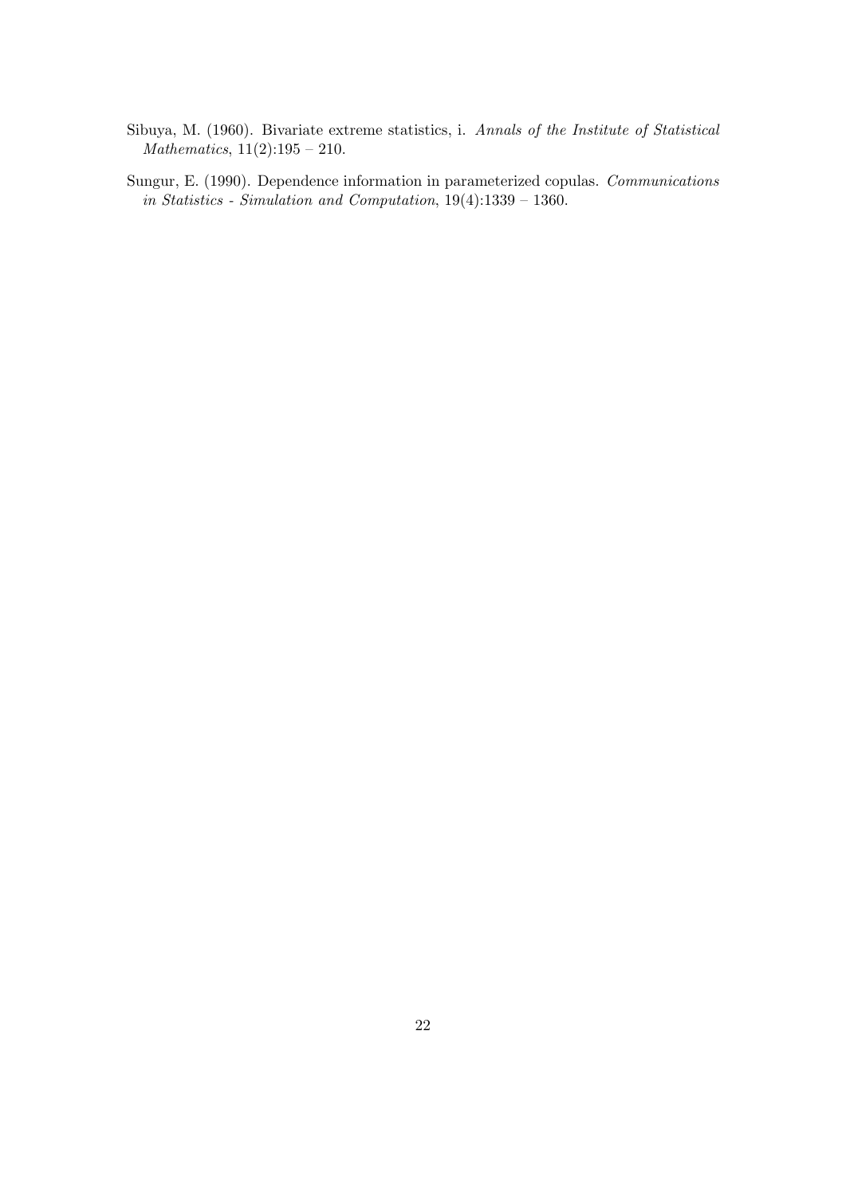Sibuya, M. (1960). Bivariate extreme statistics, i. *Annals of the Institute of Statistical Mathematics*, 11(2):195 – 210.

Sungur, E. (1990). Dependence information in parameterized copulas. *Communications in Statistics - Simulation and Computation*, 19(4):1339 – 1360.